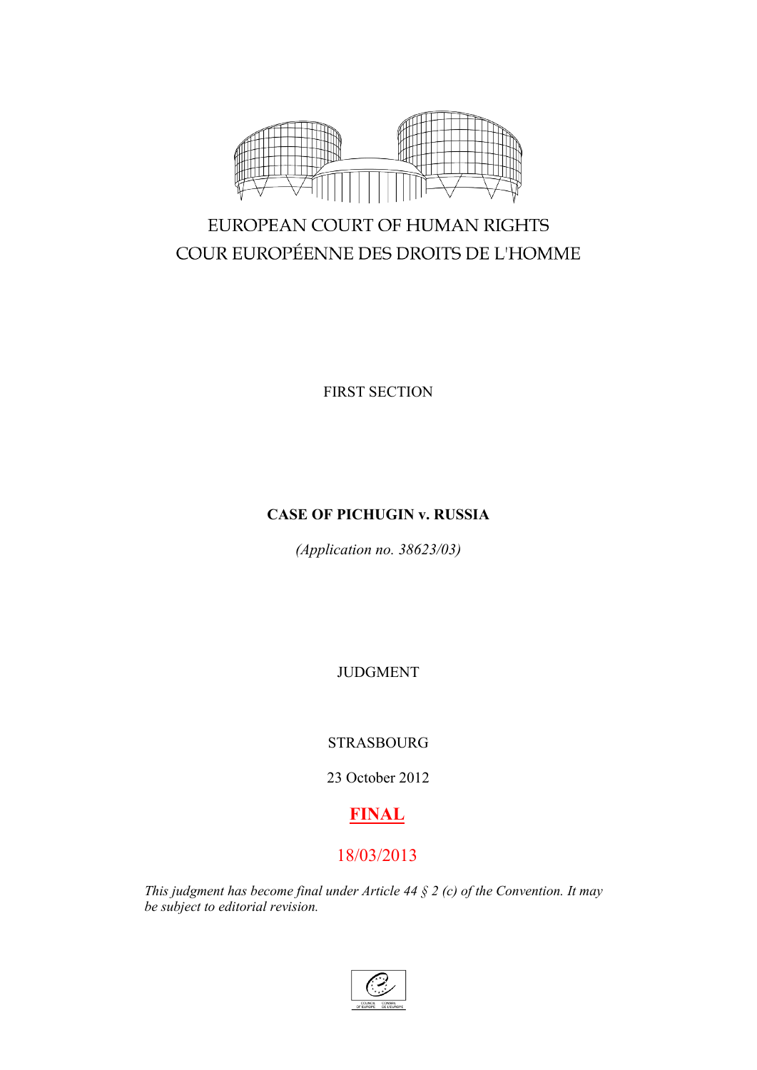EUROPEAN COURT OF HUMAN RIGHTS

COUR EUROPÉENNE DES DROITS DE L'HOMME

FIRST SECTION

**CASE OF PICHUGIN v. RUSSIA**

*(Application no. 38623/03)*

JUDGMENT

STRASBOURG

23 October 2012

**FINAL**

18/03/2013

*This judgment has become final under Article 44 § 2 (c) of the Convention. It may be subject to editorial revision.*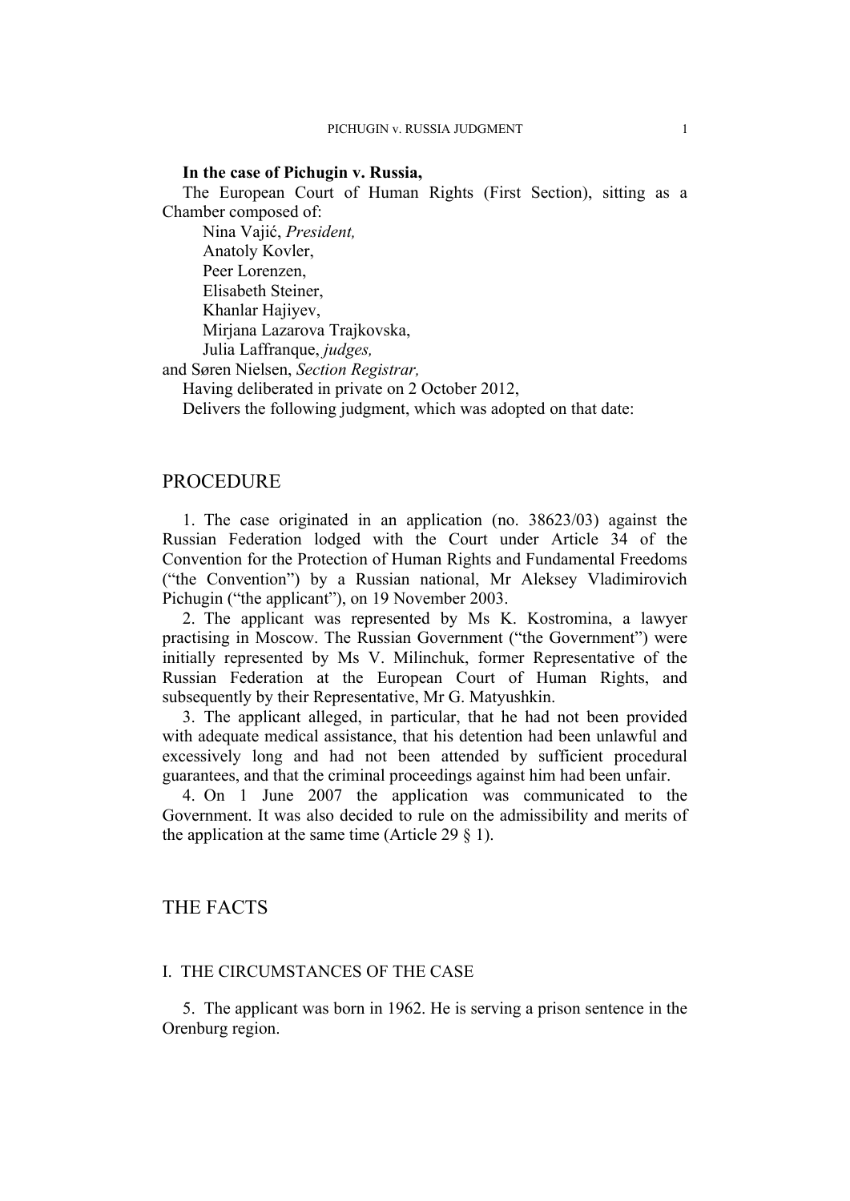**In the case of Pichugin v. Russia,**

The European Court of Human Rights (First Section), sitting as a Chamber composed of:

Nina Vajić, *President,*
Anatoly Kovler,
Peer Lorenzen,
Elisabeth Steiner,
Khanlar Hajiyev,
Mirjana Lazarova Trajkovska,
Julia Laffranque, *judges,*
and Søren Nielsen, *Section Registrar,*

Having deliberated in private on 2 October 2012,

Delivers the following judgment, which was adopted on that date:

# PROCEDURE

1. The case originated in an application (no. 38623/03) against the Russian Federation lodged with the Court under Article 34 of the Convention for the Protection of Human Rights and Fundamental Freedoms ("the Convention") by a Russian national, Mr Aleksey Vladimirovich Pichugin ("the applicant"), on 19 November 2003.

2. The applicant was represented by Ms K. Kostromina, a lawyer practising in Moscow. The Russian Government ("the Government") were initially represented by Ms V. Milinchuk, former Representative of the Russian Federation at the European Court of Human Rights, and subsequently by their Representative, Mr G. Matyushkin.

3. The applicant alleged, in particular, that he had not been provided with adequate medical assistance, that his detention had been unlawful and excessively long and had not been attended by sufficient procedural guarantees, and that the criminal proceedings against him had been unfair.

4. On 1 June 2007 the application was communicated to the Government. It was also decided to rule on the admissibility and merits of the application at the same time (Article 29 § 1).

# THE FACTS

## I. THE CIRCUMSTANCES OF THE CASE

5. The applicant was born in 1962. He is serving a prison sentence in the Orenburg region.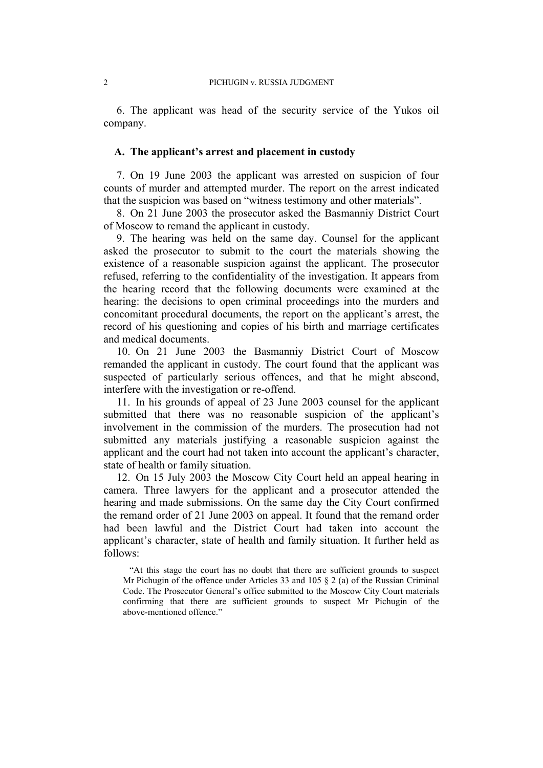6. The applicant was head of the security service of the Yukos oil company.

### A. The applicant's arrest and placement in custody

7. On 19 June 2003 the applicant was arrested on suspicion of four counts of murder and attempted murder. The report on the arrest indicated that the suspicion was based on "witness testimony and other materials".

8. On 21 June 2003 the prosecutor asked the Basmanniy District Court of Moscow to remand the applicant in custody.

9. The hearing was held on the same day. Counsel for the applicant asked the prosecutor to submit to the court the materials showing the existence of a reasonable suspicion against the applicant. The prosecutor refused, referring to the confidentiality of the investigation. It appears from the hearing record that the following documents were examined at the hearing: the decisions to open criminal proceedings into the murders and concomitant procedural documents, the report on the applicant's arrest, the record of his questioning and copies of his birth and marriage certificates and medical documents.

10. On 21 June 2003 the Basmanniy District Court of Moscow remanded the applicant in custody. The court found that the applicant was suspected of particularly serious offences, and that he might abscond, interfere with the investigation or re-offend.

11. In his grounds of appeal of 23 June 2003 counsel for the applicant submitted that there was no reasonable suspicion of the applicant's involvement in the commission of the murders. The prosecution had not submitted any materials justifying a reasonable suspicion against the applicant and the court had not taken into account the applicant's character, state of health or family situation.

12. On 15 July 2003 the Moscow City Court held an appeal hearing in camera. Three lawyers for the applicant and a prosecutor attended the hearing and made submissions. On the same day the City Court confirmed the remand order of 21 June 2003 on appeal. It found that the remand order had been lawful and the District Court had taken into account the applicant's character, state of health and family situation. It further held as follows:

> "At this stage the court has no doubt that there are sufficient grounds to suspect Mr Pichugin of the offence under Articles 33 and 105 § 2 (a) of the Russian Criminal Code. The Prosecutor General's office submitted to the Moscow City Court materials confirming that there are sufficient grounds to suspect Mr Pichugin of the above-mentioned offence."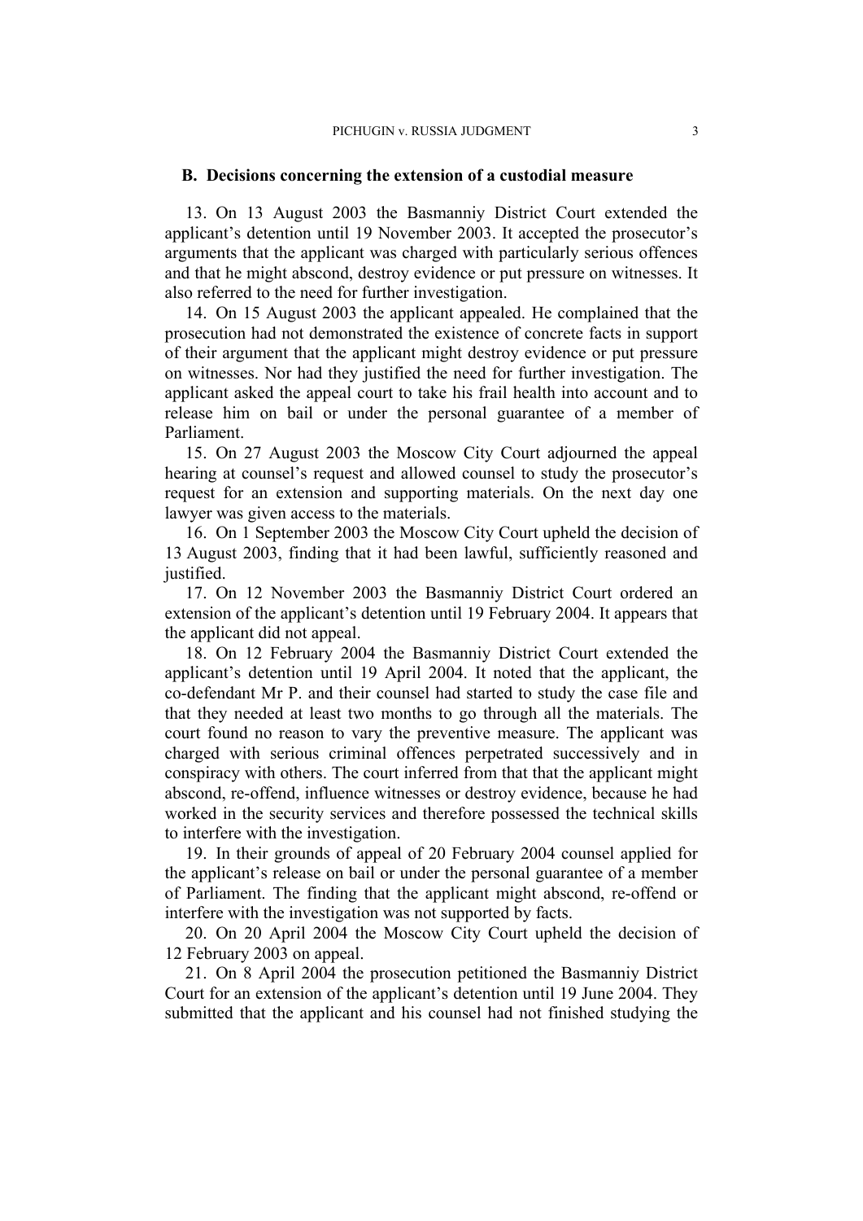### B. Decisions concerning the extension of a custodial measure

13. On 13 August 2003 the Basmanniy District Court extended the applicant's detention until 19 November 2003. It accepted the prosecutor's arguments that the applicant was charged with particularly serious offences and that he might abscond, destroy evidence or put pressure on witnesses. It also referred to the need for further investigation.

14. On 15 August 2003 the applicant appealed. He complained that the prosecution had not demonstrated the existence of concrete facts in support of their argument that the applicant might destroy evidence or put pressure on witnesses. Nor had they justified the need for further investigation. The applicant asked the appeal court to take his frail health into account and to release him on bail or under the personal guarantee of a member of Parliament.

15. On 27 August 2003 the Moscow City Court adjourned the appeal hearing at counsel's request and allowed counsel to study the prosecutor's request for an extension and supporting materials. On the next day one lawyer was given access to the materials.

16. On 1 September 2003 the Moscow City Court upheld the decision of 13 August 2003, finding that it had been lawful, sufficiently reasoned and justified.

17. On 12 November 2003 the Basmanniy District Court ordered an extension of the applicant's detention until 19 February 2004. It appears that the applicant did not appeal.

18. On 12 February 2004 the Basmanniy District Court extended the applicant's detention until 19 April 2004. It noted that the applicant, the co-defendant Mr P. and their counsel had started to study the case file and that they needed at least two months to go through all the materials. The court found no reason to vary the preventive measure. The applicant was charged with serious criminal offences perpetrated successively and in conspiracy with others. The court inferred from that that the applicant might abscond, re-offend, influence witnesses or destroy evidence, because he had worked in the security services and therefore possessed the technical skills to interfere with the investigation.

19. In their grounds of appeal of 20 February 2004 counsel applied for the applicant's release on bail or under the personal guarantee of a member of Parliament. The finding that the applicant might abscond, re-offend or interfere with the investigation was not supported by facts.

20. On 20 April 2004 the Moscow City Court upheld the decision of 12 February 2003 on appeal.

21. On 8 April 2004 the prosecution petitioned the Basmanniy District Court for an extension of the applicant's detention until 19 June 2004. They submitted that the applicant and his counsel had not finished studying the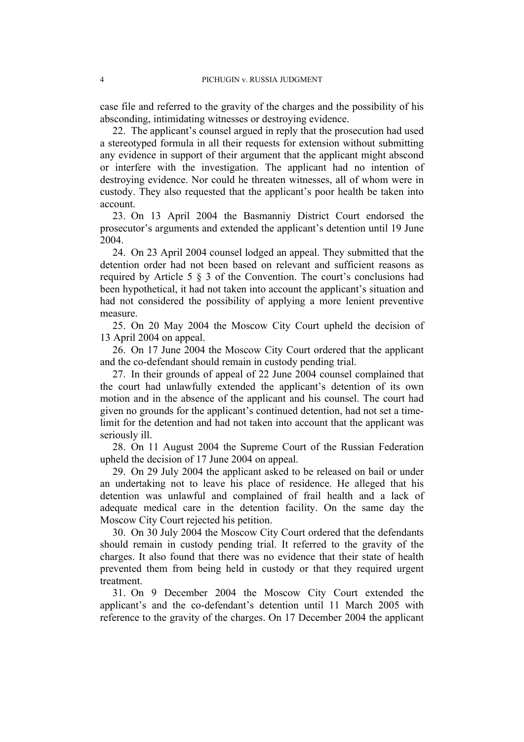case file and referred to the gravity of the charges and the possibility of his absconding, intimidating witnesses or destroying evidence.

22. The applicant's counsel argued in reply that the prosecution had used a stereotyped formula in all their requests for extension without submitting any evidence in support of their argument that the applicant might abscond or interfere with the investigation. The applicant had no intention of destroying evidence. Nor could he threaten witnesses, all of whom were in custody. They also requested that the applicant's poor health be taken into account.

23. On 13 April 2004 the Basmanniy District Court endorsed the prosecutor's arguments and extended the applicant's detention until 19 June 2004.

24. On 23 April 2004 counsel lodged an appeal. They submitted that the detention order had not been based on relevant and sufficient reasons as required by Article 5 § 3 of the Convention. The court's conclusions had been hypothetical, it had not taken into account the applicant's situation and had not considered the possibility of applying a more lenient preventive measure.

25. On 20 May 2004 the Moscow City Court upheld the decision of 13 April 2004 on appeal.

26. On 17 June 2004 the Moscow City Court ordered that the applicant and the co-defendant should remain in custody pending trial.

27. In their grounds of appeal of 22 June 2004 counsel complained that the court had unlawfully extended the applicant's detention of its own motion and in the absence of the applicant and his counsel. The court had given no grounds for the applicant's continued detention, had not set a time-limit for the detention and had not taken into account that the applicant was seriously ill.

28. On 11 August 2004 the Supreme Court of the Russian Federation upheld the decision of 17 June 2004 on appeal.

29. On 29 July 2004 the applicant asked to be released on bail or under an undertaking not to leave his place of residence. He alleged that his detention was unlawful and complained of frail health and a lack of adequate medical care in the detention facility. On the same day the Moscow City Court rejected his petition.

30. On 30 July 2004 the Moscow City Court ordered that the defendants should remain in custody pending trial. It referred to the gravity of the charges. It also found that there was no evidence that their state of health prevented them from being held in custody or that they required urgent treatment.

31. On 9 December 2004 the Moscow City Court extended the applicant's and the co-defendant's detention until 11 March 2005 with reference to the gravity of the charges. On 17 December 2004 the applicant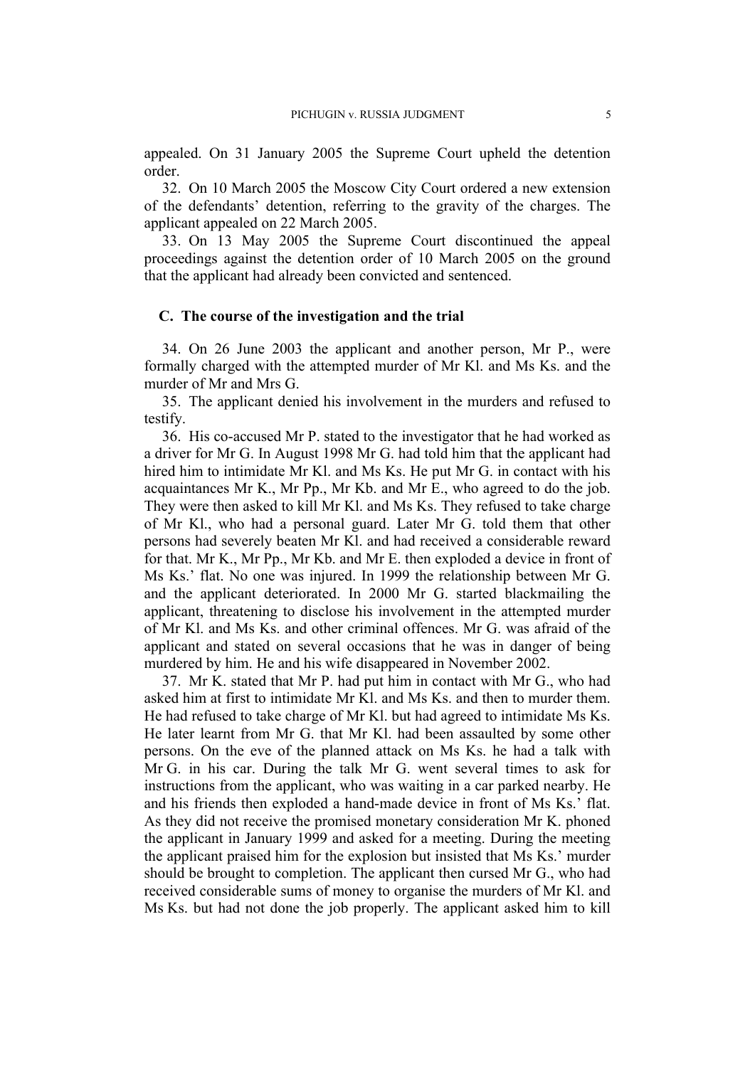appealed. On 31 January 2005 the Supreme Court upheld the detention order.

32. On 10 March 2005 the Moscow City Court ordered a new extension of the defendants' detention, referring to the gravity of the charges. The applicant appealed on 22 March 2005.

33. On 13 May 2005 the Supreme Court discontinued the appeal proceedings against the detention order of 10 March 2005 on the ground that the applicant had already been convicted and sentenced.

### C. The course of the investigation and the trial

34. On 26 June 2003 the applicant and another person, Mr P., were formally charged with the attempted murder of Mr Kl. and Ms Ks. and the murder of Mr and Mrs G.

35. The applicant denied his involvement in the murders and refused to testify.

36. His co-accused Mr P. stated to the investigator that he had worked as a driver for Mr G. In August 1998 Mr G. had told him that the applicant had hired him to intimidate Mr Kl. and Ms Ks. He put Mr G. in contact with his acquaintances Mr K., Mr Pp., Mr Kb. and Mr E., who agreed to do the job. They were then asked to kill Mr Kl. and Ms Ks. They refused to take charge of Mr Kl., who had a personal guard. Later Mr G. told them that other persons had severely beaten Mr Kl. and had received a considerable reward for that. Mr K., Mr Pp., Mr Kb. and Mr E. then exploded a device in front of Ms Ks.' flat. No one was injured. In 1999 the relationship between Mr G. and the applicant deteriorated. In 2000 Mr G. started blackmailing the applicant, threatening to disclose his involvement in the attempted murder of Mr Kl. and Ms Ks. and other criminal offences. Mr G. was afraid of the applicant and stated on several occasions that he was in danger of being murdered by him. He and his wife disappeared in November 2002.

37. Mr K. stated that Mr P. had put him in contact with Mr G., who had asked him at first to intimidate Mr Kl. and Ms Ks. and then to murder them. He had refused to take charge of Mr Kl. but had agreed to intimidate Ms Ks. He later learnt from Mr G. that Mr Kl. had been assaulted by some other persons. On the eve of the planned attack on Ms Ks. he had a talk with Mr G. in his car. During the talk Mr G. went several times to ask for instructions from the applicant, who was waiting in a car parked nearby. He and his friends then exploded a hand-made device in front of Ms Ks.' flat. As they did not receive the promised monetary consideration Mr K. phoned the applicant in January 1999 and asked for a meeting. During the meeting the applicant praised him for the explosion but insisted that Ms Ks.' murder should be brought to completion. The applicant then cursed Mr G., who had received considerable sums of money to organise the murders of Mr Kl. and Ms Ks. but had not done the job properly. The applicant asked him to kill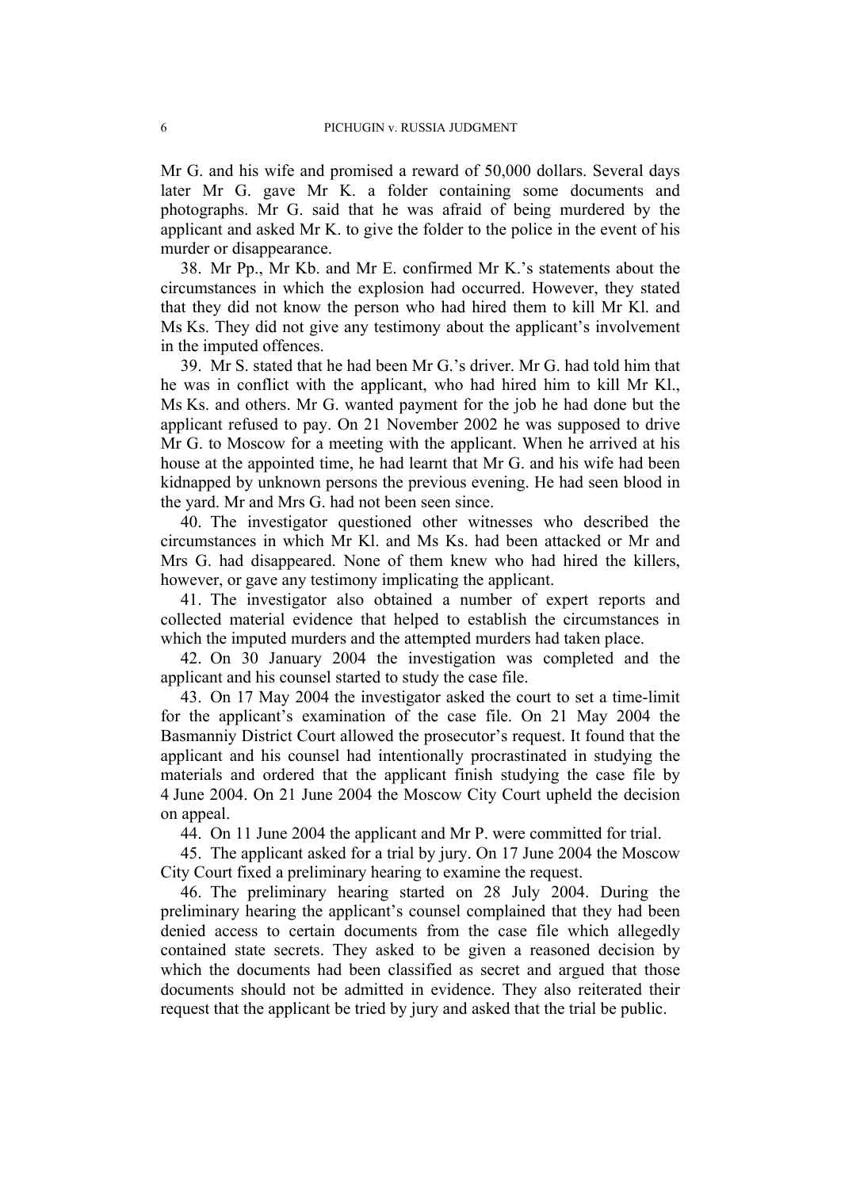Mr G. and his wife and promised a reward of 50,000 dollars. Several days later Mr G. gave Mr K. a folder containing some documents and photographs. Mr G. said that he was afraid of being murdered by the applicant and asked Mr K. to give the folder to the police in the event of his murder or disappearance.

38. Mr Pp., Mr Kb. and Mr E. confirmed Mr K.'s statements about the circumstances in which the explosion had occurred. However, they stated that they did not know the person who had hired them to kill Mr Kl. and Ms Ks. They did not give any testimony about the applicant's involvement in the imputed offences.

39. Mr S. stated that he had been Mr G.'s driver. Mr G. had told him that he was in conflict with the applicant, who had hired him to kill Mr Kl., Ms Ks. and others. Mr G. wanted payment for the job he had done but the applicant refused to pay. On 21 November 2002 he was supposed to drive Mr G. to Moscow for a meeting with the applicant. When he arrived at his house at the appointed time, he had learnt that Mr G. and his wife had been kidnapped by unknown persons the previous evening. He had seen blood in the yard. Mr and Mrs G. had not been seen since.

40. The investigator questioned other witnesses who described the circumstances in which Mr Kl. and Ms Ks. had been attacked or Mr and Mrs G. had disappeared. None of them knew who had hired the killers, however, or gave any testimony implicating the applicant.

41. The investigator also obtained a number of expert reports and collected material evidence that helped to establish the circumstances in which the imputed murders and the attempted murders had taken place.

42. On 30 January 2004 the investigation was completed and the applicant and his counsel started to study the case file.

43. On 17 May 2004 the investigator asked the court to set a time-limit for the applicant's examination of the case file. On 21 May 2004 the Basmanniy District Court allowed the prosecutor's request. It found that the applicant and his counsel had intentionally procrastinated in studying the materials and ordered that the applicant finish studying the case file by 4 June 2004. On 21 June 2004 the Moscow City Court upheld the decision on appeal.

44. On 11 June 2004 the applicant and Mr P. were committed for trial.

45. The applicant asked for a trial by jury. On 17 June 2004 the Moscow City Court fixed a preliminary hearing to examine the request.

46. The preliminary hearing started on 28 July 2004. During the preliminary hearing the applicant's counsel complained that they had been denied access to certain documents from the case file which allegedly contained state secrets. They asked to be given a reasoned decision by which the documents had been classified as secret and argued that those documents should not be admitted in evidence. They also reiterated their request that the applicant be tried by jury and asked that the trial be public.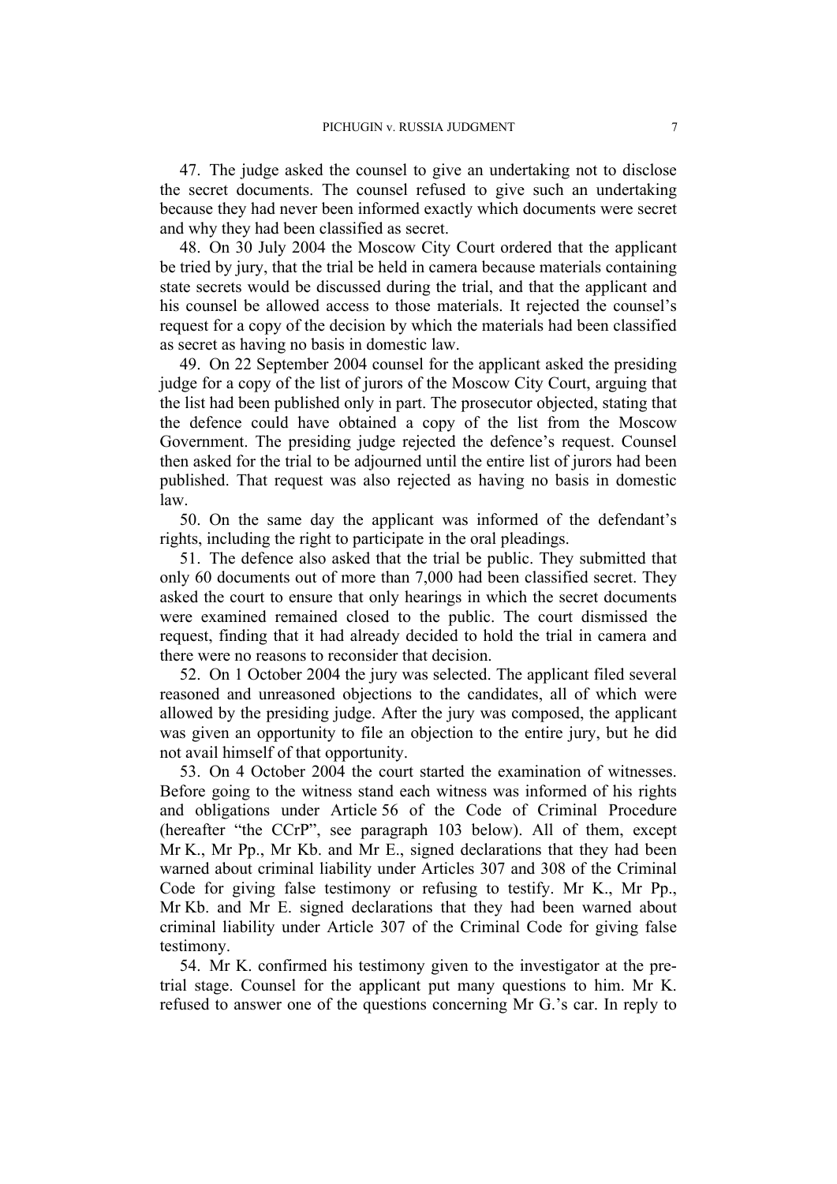47. The judge asked the counsel to give an undertaking not to disclose the secret documents. The counsel refused to give such an undertaking because they had never been informed exactly which documents were secret and why they had been classified as secret.

48. On 30 July 2004 the Moscow City Court ordered that the applicant be tried by jury, that the trial be held in camera because materials containing state secrets would be discussed during the trial, and that the applicant and his counsel be allowed access to those materials. It rejected the counsel's request for a copy of the decision by which the materials had been classified as secret as having no basis in domestic law.

49. On 22 September 2004 counsel for the applicant asked the presiding judge for a copy of the list of jurors of the Moscow City Court, arguing that the list had been published only in part. The prosecutor objected, stating that the defence could have obtained a copy of the list from the Moscow Government. The presiding judge rejected the defence's request. Counsel then asked for the trial to be adjourned until the entire list of jurors had been published. That request was also rejected as having no basis in domestic law.

50. On the same day the applicant was informed of the defendant's rights, including the right to participate in the oral pleadings.

51. The defence also asked that the trial be public. They submitted that only 60 documents out of more than 7,000 had been classified secret. They asked the court to ensure that only hearings in which the secret documents were examined remained closed to the public. The court dismissed the request, finding that it had already decided to hold the trial in camera and there were no reasons to reconsider that decision.

52. On 1 October 2004 the jury was selected. The applicant filed several reasoned and unreasoned objections to the candidates, all of which were allowed by the presiding judge. After the jury was composed, the applicant was given an opportunity to file an objection to the entire jury, but he did not avail himself of that opportunity.

53. On 4 October 2004 the court started the examination of witnesses. Before going to the witness stand each witness was informed of his rights and obligations under Article 56 of the Code of Criminal Procedure (hereafter "the CCrP", see paragraph 103 below). All of them, except Mr K., Mr Pp., Mr Kb. and Mr E., signed declarations that they had been warned about criminal liability under Articles 307 and 308 of the Criminal Code for giving false testimony or refusing to testify. Mr K., Mr Pp., Mr Kb. and Mr E. signed declarations that they had been warned about criminal liability under Article 307 of the Criminal Code for giving false testimony.

54. Mr K. confirmed his testimony given to the investigator at the pre-trial stage. Counsel for the applicant put many questions to him. Mr K. refused to answer one of the questions concerning Mr G.'s car. In reply to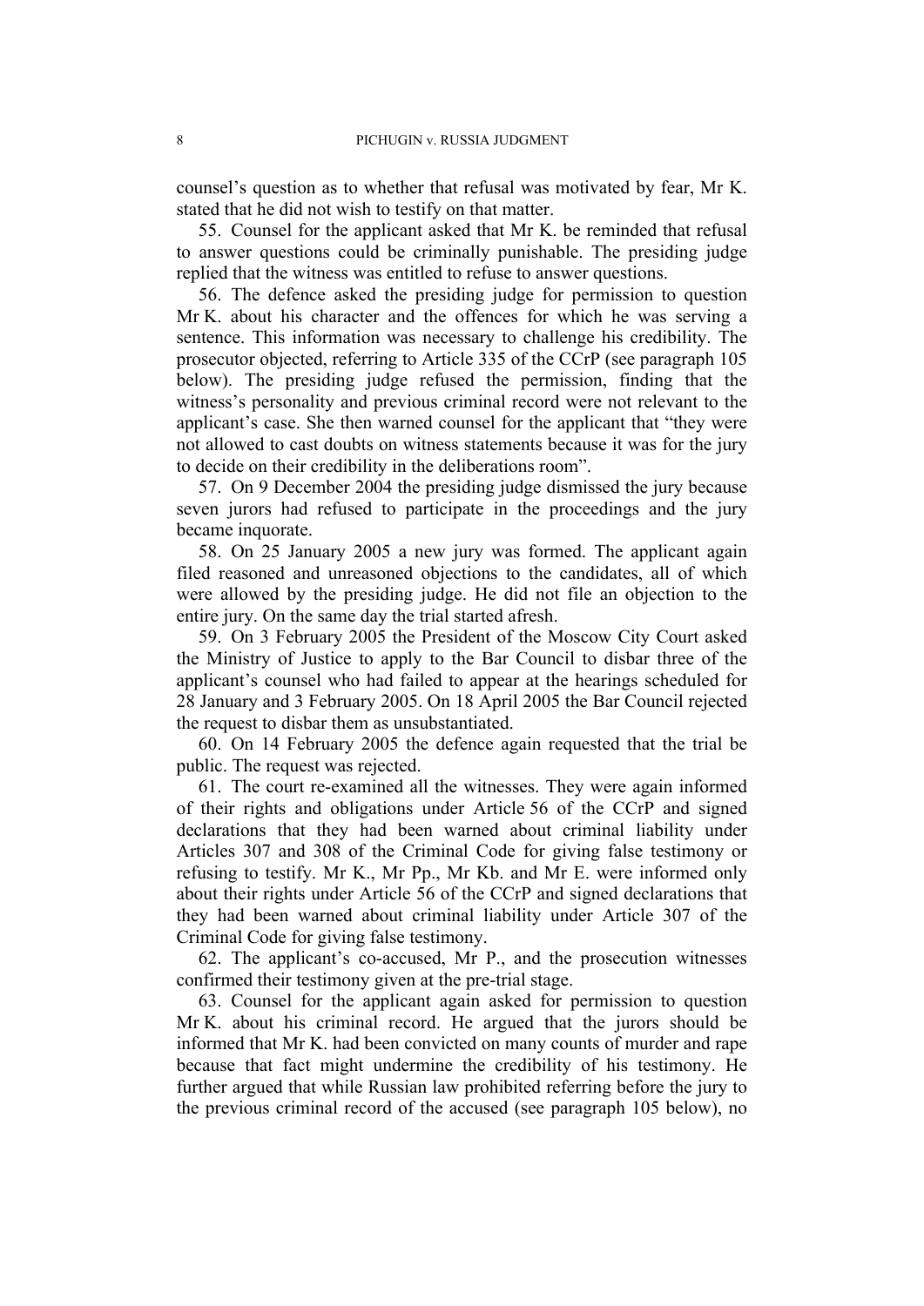counsel's question as to whether that refusal was motivated by fear, Mr K. stated that he did not wish to testify on that matter.

55. Counsel for the applicant asked that Mr K. be reminded that refusal to answer questions could be criminally punishable. The presiding judge replied that the witness was entitled to refuse to answer questions.

56. The defence asked the presiding judge for permission to question Mr K. about his character and the offences for which he was serving a sentence. This information was necessary to challenge his credibility. The prosecutor objected, referring to Article 335 of the CCrP (see paragraph 105 below). The presiding judge refused the permission, finding that the witness's personality and previous criminal record were not relevant to the applicant's case. She then warned counsel for the applicant that "they were not allowed to cast doubts on witness statements because it was for the jury to decide on their credibility in the deliberations room".

57. On 9 December 2004 the presiding judge dismissed the jury because seven jurors had refused to participate in the proceedings and the jury became inquorate.

58. On 25 January 2005 a new jury was formed. The applicant again filed reasoned and unreasoned objections to the candidates, all of which were allowed by the presiding judge. He did not file an objection to the entire jury. On the same day the trial started afresh.

59. On 3 February 2005 the President of the Moscow City Court asked the Ministry of Justice to apply to the Bar Council to disbar three of the applicant's counsel who had failed to appear at the hearings scheduled for 28 January and 3 February 2005. On 18 April 2005 the Bar Council rejected the request to disbar them as unsubstantiated.

60. On 14 February 2005 the defence again requested that the trial be public. The request was rejected.

61. The court re-examined all the witnesses. They were again informed of their rights and obligations under Article 56 of the CCrP and signed declarations that they had been warned about criminal liability under Articles 307 and 308 of the Criminal Code for giving false testimony or refusing to testify. Mr K., Mr Pp., Mr Kb. and Mr E. were informed only about their rights under Article 56 of the CCrP and signed declarations that they had been warned about criminal liability under Article 307 of the Criminal Code for giving false testimony.

62. The applicant's co-accused, Mr P., and the prosecution witnesses confirmed their testimony given at the pre-trial stage.

63. Counsel for the applicant again asked for permission to question Mr K. about his criminal record. He argued that the jurors should be informed that Mr K. had been convicted on many counts of murder and rape because that fact might undermine the credibility of his testimony. He further argued that while Russian law prohibited referring before the jury to the previous criminal record of the accused (see paragraph 105 below), no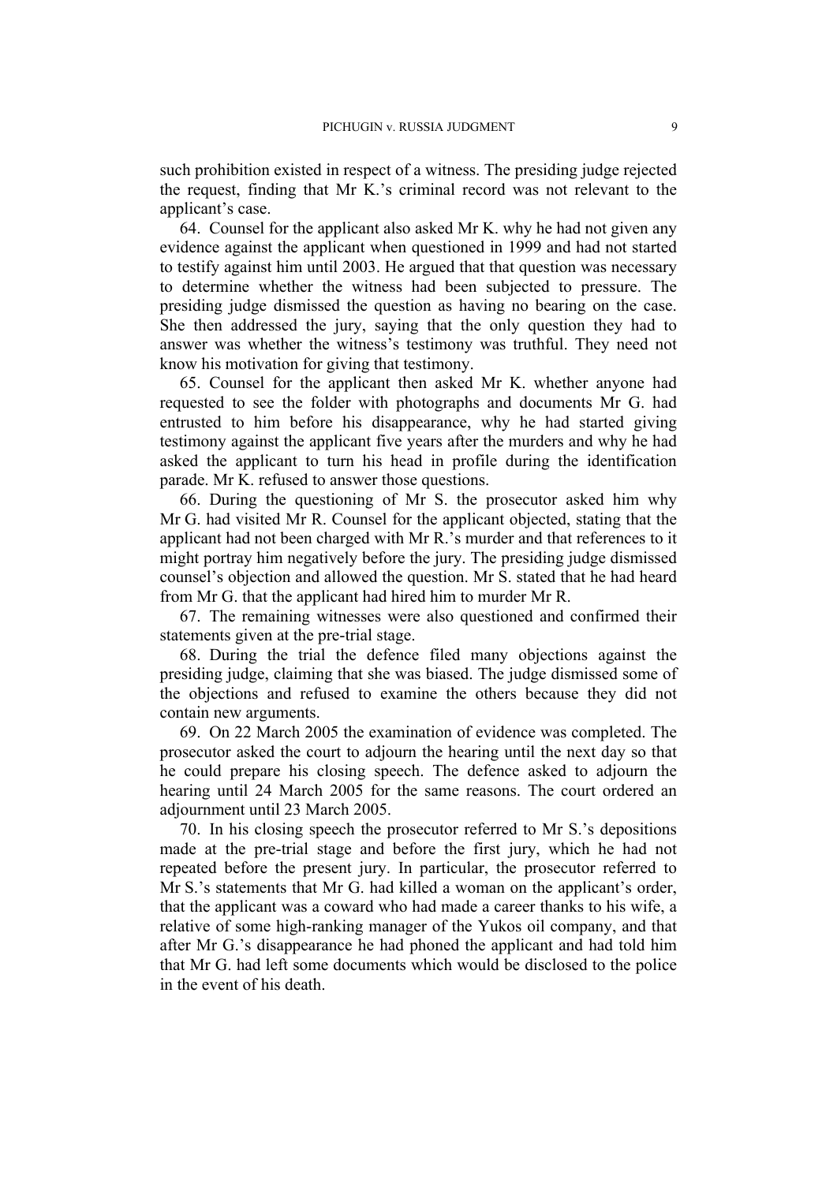such prohibition existed in respect of a witness. The presiding judge rejected the request, finding that Mr K.'s criminal record was not relevant to the applicant's case.

64. Counsel for the applicant also asked Mr K. why he had not given any evidence against the applicant when questioned in 1999 and had not started to testify against him until 2003. He argued that that question was necessary to determine whether the witness had been subjected to pressure. The presiding judge dismissed the question as having no bearing on the case. She then addressed the jury, saying that the only question they had to answer was whether the witness's testimony was truthful. They need not know his motivation for giving that testimony.

65. Counsel for the applicant then asked Mr K. whether anyone had requested to see the folder with photographs and documents Mr G. had entrusted to him before his disappearance, why he had started giving testimony against the applicant five years after the murders and why he had asked the applicant to turn his head in profile during the identification parade. Mr K. refused to answer those questions.

66. During the questioning of Mr S. the prosecutor asked him why Mr G. had visited Mr R. Counsel for the applicant objected, stating that the applicant had not been charged with Mr R.'s murder and that references to it might portray him negatively before the jury. The presiding judge dismissed counsel's objection and allowed the question. Mr S. stated that he had heard from Mr G. that the applicant had hired him to murder Mr R.

67. The remaining witnesses were also questioned and confirmed their statements given at the pre-trial stage.

68. During the trial the defence filed many objections against the presiding judge, claiming that she was biased. The judge dismissed some of the objections and refused to examine the others because they did not contain new arguments.

69. On 22 March 2005 the examination of evidence was completed. The prosecutor asked the court to adjourn the hearing until the next day so that he could prepare his closing speech. The defence asked to adjourn the hearing until 24 March 2005 for the same reasons. The court ordered an adjournment until 23 March 2005.

70. In his closing speech the prosecutor referred to Mr S.'s depositions made at the pre-trial stage and before the first jury, which he had not repeated before the present jury. In particular, the prosecutor referred to Mr S.'s statements that Mr G. had killed a woman on the applicant's order, that the applicant was a coward who had made a career thanks to his wife, a relative of some high-ranking manager of the Yukos oil company, and that after Mr G.'s disappearance he had phoned the applicant and had told him that Mr G. had left some documents which would be disclosed to the police in the event of his death.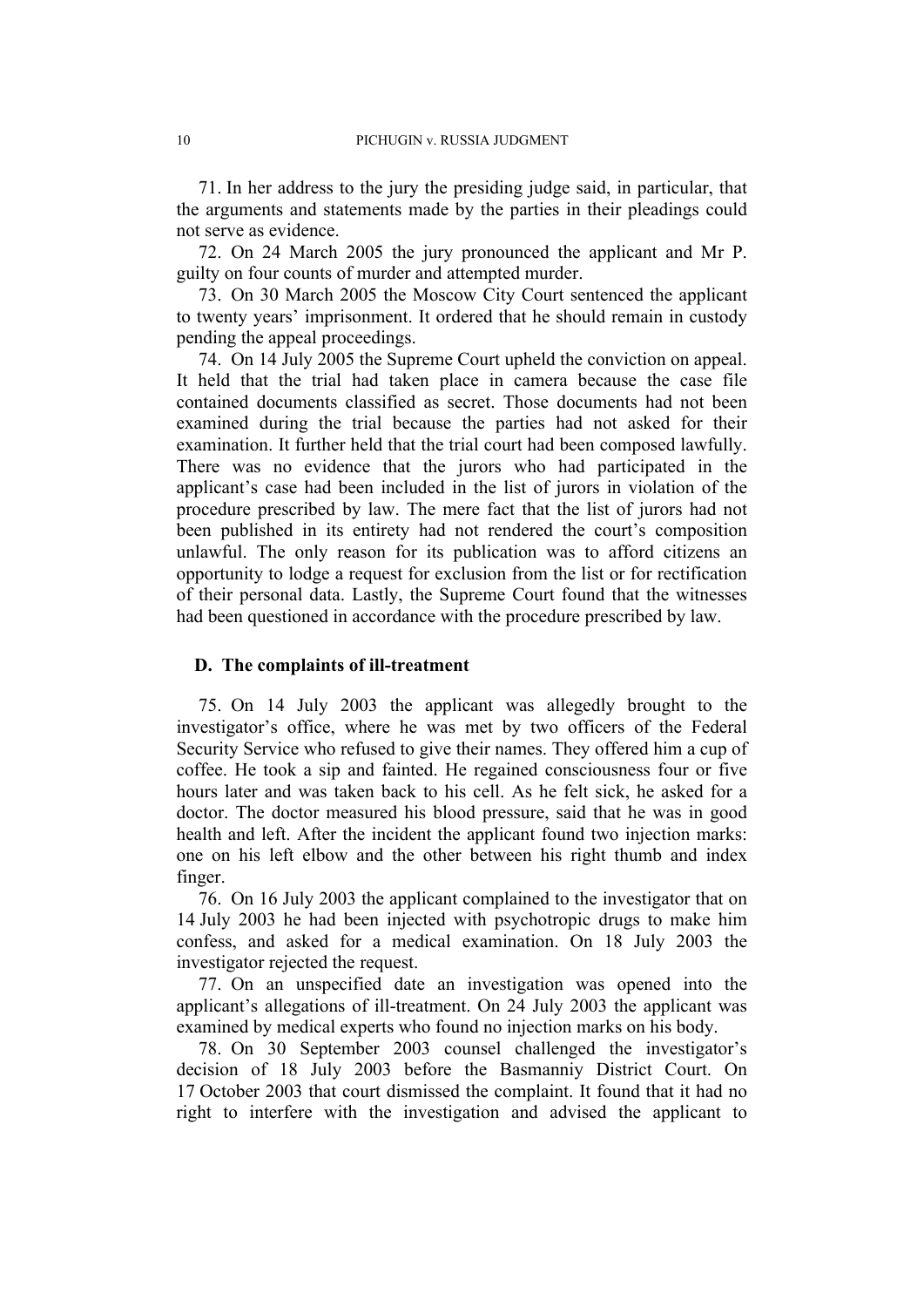71. In her address to the jury the presiding judge said, in particular, that the arguments and statements made by the parties in their pleadings could not serve as evidence.

72. On 24 March 2005 the jury pronounced the applicant and Mr P. guilty on four counts of murder and attempted murder.

73. On 30 March 2005 the Moscow City Court sentenced the applicant to twenty years' imprisonment. It ordered that he should remain in custody pending the appeal proceedings.

74. On 14 July 2005 the Supreme Court upheld the conviction on appeal. It held that the trial had taken place in camera because the case file contained documents classified as secret. Those documents had not been examined during the trial because the parties had not asked for their examination. It further held that the trial court had been composed lawfully. There was no evidence that the jurors who had participated in the applicant's case had been included in the list of jurors in violation of the procedure prescribed by law. The mere fact that the list of jurors had not been published in its entirety had not rendered the court's composition unlawful. The only reason for its publication was to afford citizens an opportunity to lodge a request for exclusion from the list or for rectification of their personal data. Lastly, the Supreme Court found that the witnesses had been questioned in accordance with the procedure prescribed by law.

## D. The complaints of ill-treatment

75. On 14 July 2003 the applicant was allegedly brought to the investigator's office, where he was met by two officers of the Federal Security Service who refused to give their names. They offered him a cup of coffee. He took a sip and fainted. He regained consciousness four or five hours later and was taken back to his cell. As he felt sick, he asked for a doctor. The doctor measured his blood pressure, said that he was in good health and left. After the incident the applicant found two injection marks: one on his left elbow and the other between his right thumb and index finger.

76. On 16 July 2003 the applicant complained to the investigator that on 14 July 2003 he had been injected with psychotropic drugs to make him confess, and asked for a medical examination. On 18 July 2003 the investigator rejected the request.

77. On an unspecified date an investigation was opened into the applicant's allegations of ill-treatment. On 24 July 2003 the applicant was examined by medical experts who found no injection marks on his body.

78. On 30 September 2003 counsel challenged the investigator's decision of 18 July 2003 before the Basmanniy District Court. On 17 October 2003 that court dismissed the complaint. It found that it had no right to interfere with the investigation and advised the applicant to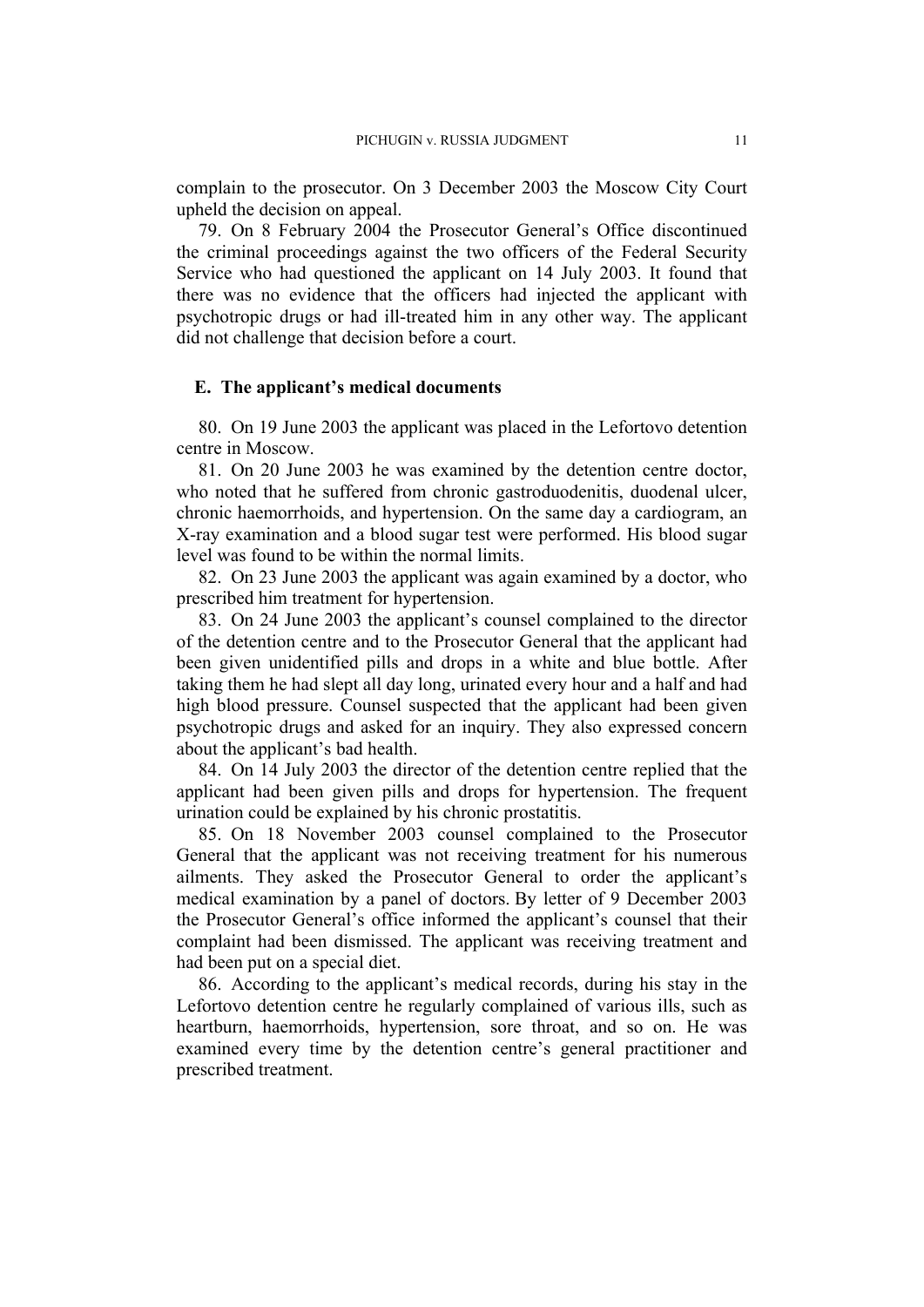complain to the prosecutor. On 3 December 2003 the Moscow City Court upheld the decision on appeal.

79. On 8 February 2004 the Prosecutor General's Office discontinued the criminal proceedings against the two officers of the Federal Security Service who had questioned the applicant on 14 July 2003. It found that there was no evidence that the officers had injected the applicant with psychotropic drugs or had ill-treated him in any other way. The applicant did not challenge that decision before a court.

### E. The applicant's medical documents

80. On 19 June 2003 the applicant was placed in the Lefortovo detention centre in Moscow.

81. On 20 June 2003 he was examined by the detention centre doctor, who noted that he suffered from chronic gastroduodenitis, duodenal ulcer, chronic haemorrhoids, and hypertension. On the same day a cardiogram, an X-ray examination and a blood sugar test were performed. His blood sugar level was found to be within the normal limits.

82. On 23 June 2003 the applicant was again examined by a doctor, who prescribed him treatment for hypertension.

83. On 24 June 2003 the applicant's counsel complained to the director of the detention centre and to the Prosecutor General that the applicant had been given unidentified pills and drops in a white and blue bottle. After taking them he had slept all day long, urinated every hour and a half and had high blood pressure. Counsel suspected that the applicant had been given psychotropic drugs and asked for an inquiry. They also expressed concern about the applicant's bad health.

84. On 14 July 2003 the director of the detention centre replied that the applicant had been given pills and drops for hypertension. The frequent urination could be explained by his chronic prostatitis.

85. On 18 November 2003 counsel complained to the Prosecutor General that the applicant was not receiving treatment for his numerous ailments. They asked the Prosecutor General to order the applicant's medical examination by a panel of doctors. By letter of 9 December 2003 the Prosecutor General's office informed the applicant's counsel that their complaint had been dismissed. The applicant was receiving treatment and had been put on a special diet.

86. According to the applicant's medical records, during his stay in the Lefortovo detention centre he regularly complained of various ills, such as heartburn, haemorrhoids, hypertension, sore throat, and so on. He was examined every time by the detention centre's general practitioner and prescribed treatment.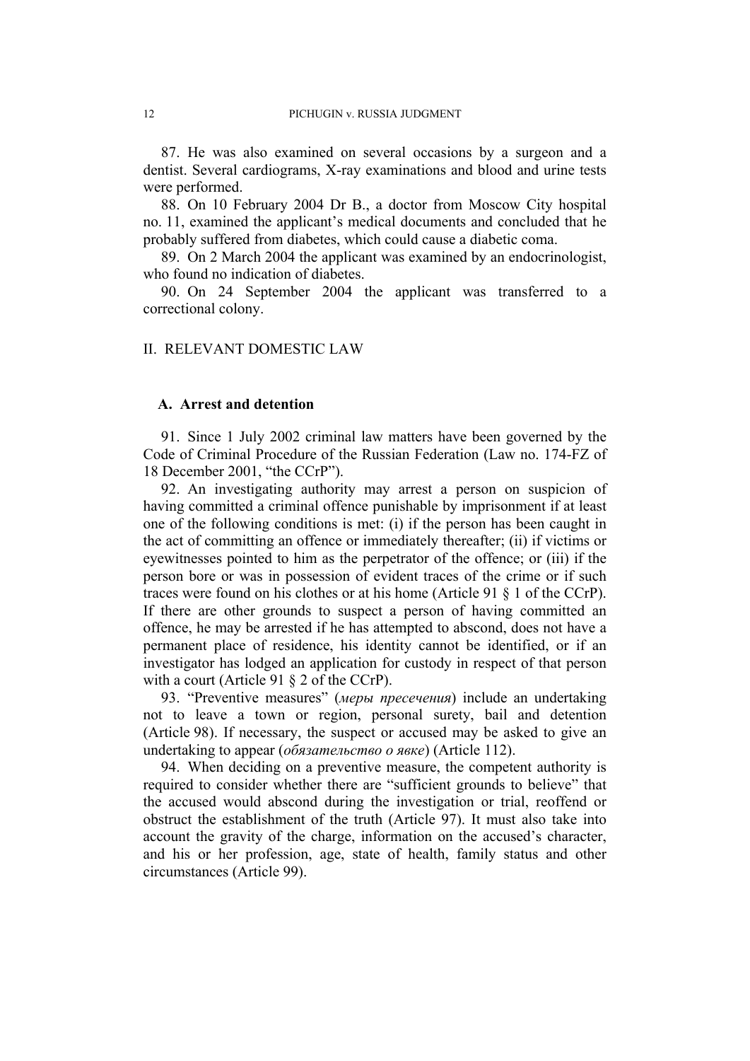87. He was also examined on several occasions by a surgeon and a dentist. Several cardiograms, X-ray examinations and blood and urine tests were performed.

88. On 10 February 2004 Dr B., a doctor from Moscow City hospital no. 11, examined the applicant's medical documents and concluded that he probably suffered from diabetes, which could cause a diabetic coma.

89. On 2 March 2004 the applicant was examined by an endocrinologist, who found no indication of diabetes.

90. On 24 September 2004 the applicant was transferred to a correctional colony.

## II. RELEVANT DOMESTIC LAW

### A. Arrest and detention

91. Since 1 July 2002 criminal law matters have been governed by the Code of Criminal Procedure of the Russian Federation (Law no. 174-FZ of 18 December 2001, "the CCrP").

92. An investigating authority may arrest a person on suspicion of having committed a criminal offence punishable by imprisonment if at least one of the following conditions is met: (i) if the person has been caught in the act of committing an offence or immediately thereafter; (ii) if victims or eyewitnesses pointed to him as the perpetrator of the offence; or (iii) if the person bore or was in possession of evident traces of the crime or if such traces were found on his clothes or at his home (Article 91 § 1 of the CCrP). If there are other grounds to suspect a person of having committed an offence, he may be arrested if he has attempted to abscond, does not have a permanent place of residence, his identity cannot be identified, or if an investigator has lodged an application for custody in respect of that person with a court (Article 91 § 2 of the CCrP).

93. "Preventive measures" (*меры пресечения*) include an undertaking not to leave a town or region, personal surety, bail and detention (Article 98). If necessary, the suspect or accused may be asked to give an undertaking to appear (*обязательство о явке*) (Article 112).

94. When deciding on a preventive measure, the competent authority is required to consider whether there are "sufficient grounds to believe" that the accused would abscond during the investigation or trial, reoffend or obstruct the establishment of the truth (Article 97). It must also take into account the gravity of the charge, information on the accused's character, and his or her profession, age, state of health, family status and other circumstances (Article 99).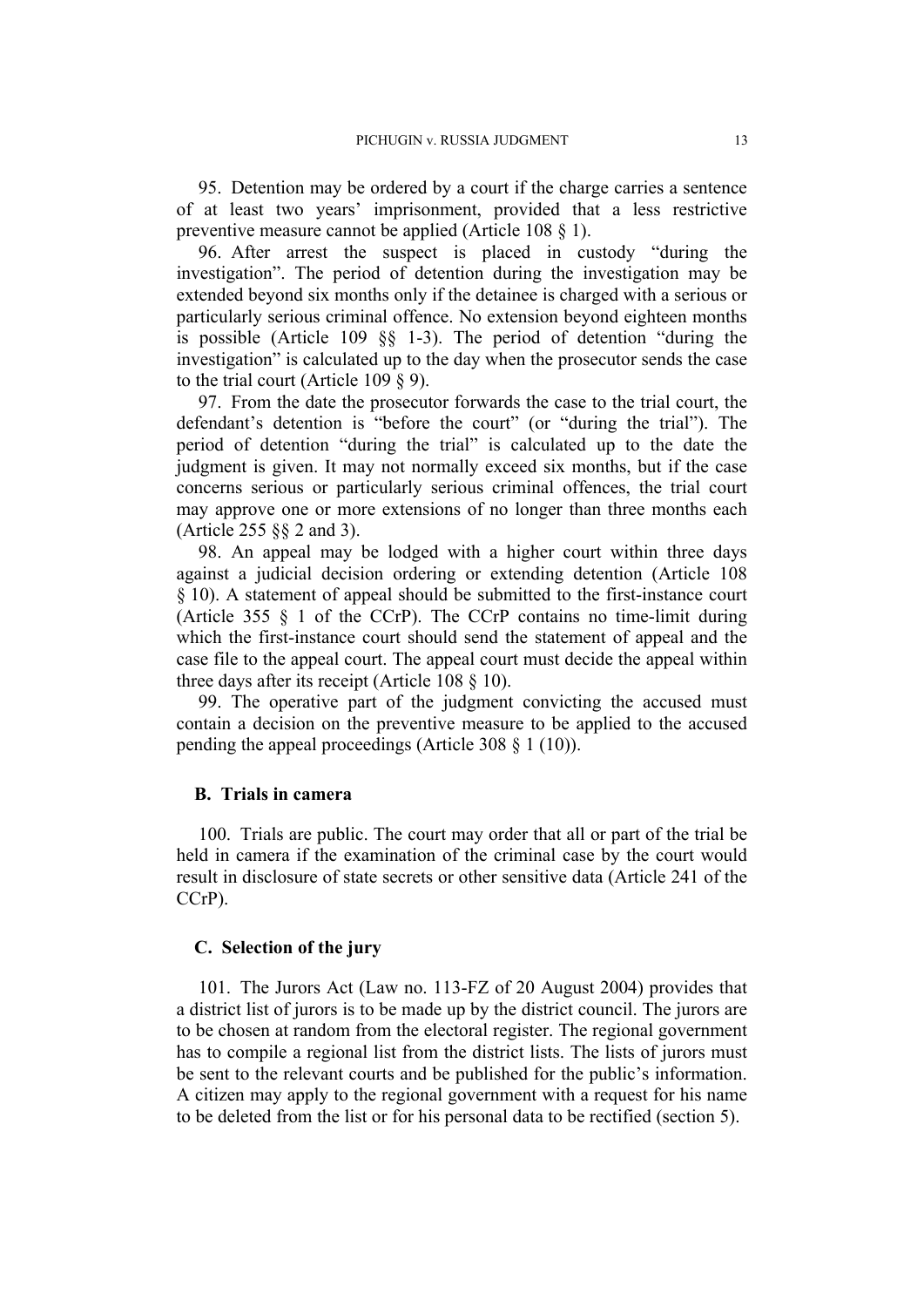95. Detention may be ordered by a court if the charge carries a sentence of at least two years' imprisonment, provided that a less restrictive preventive measure cannot be applied (Article 108 § 1).

96. After arrest the suspect is placed in custody "during the investigation". The period of detention during the investigation may be extended beyond six months only if the detainee is charged with a serious or particularly serious criminal offence. No extension beyond eighteen months is possible (Article 109 §§ 1-3). The period of detention "during the investigation" is calculated up to the day when the prosecutor sends the case to the trial court (Article 109 § 9).

97. From the date the prosecutor forwards the case to the trial court, the defendant's detention is "before the court" (or "during the trial"). The period of detention "during the trial" is calculated up to the date the judgment is given. It may not normally exceed six months, but if the case concerns serious or particularly serious criminal offences, the trial court may approve one or more extensions of no longer than three months each (Article 255 §§ 2 and 3).

98. An appeal may be lodged with a higher court within three days against a judicial decision ordering or extending detention (Article 108 § 10). A statement of appeal should be submitted to the first-instance court (Article 355 § 1 of the CCrP). The CCrP contains no time-limit during which the first-instance court should send the statement of appeal and the case file to the appeal court. The appeal court must decide the appeal within three days after its receipt (Article 108 § 10).

99. The operative part of the judgment convicting the accused must contain a decision on the preventive measure to be applied to the accused pending the appeal proceedings (Article 308 § 1 (10)).

## B. Trials in camera

100. Trials are public. The court may order that all or part of the trial be held in camera if the examination of the criminal case by the court would result in disclosure of state secrets or other sensitive data (Article 241 of the CCrP).

## C. Selection of the jury

101. The Jurors Act (Law no. 113-FZ of 20 August 2004) provides that a district list of jurors is to be made up by the district council. The jurors are to be chosen at random from the electoral register. The regional government has to compile a regional list from the district lists. The lists of jurors must be sent to the relevant courts and be published for the public's information. A citizen may apply to the regional government with a request for his name to be deleted from the list or for his personal data to be rectified (section 5).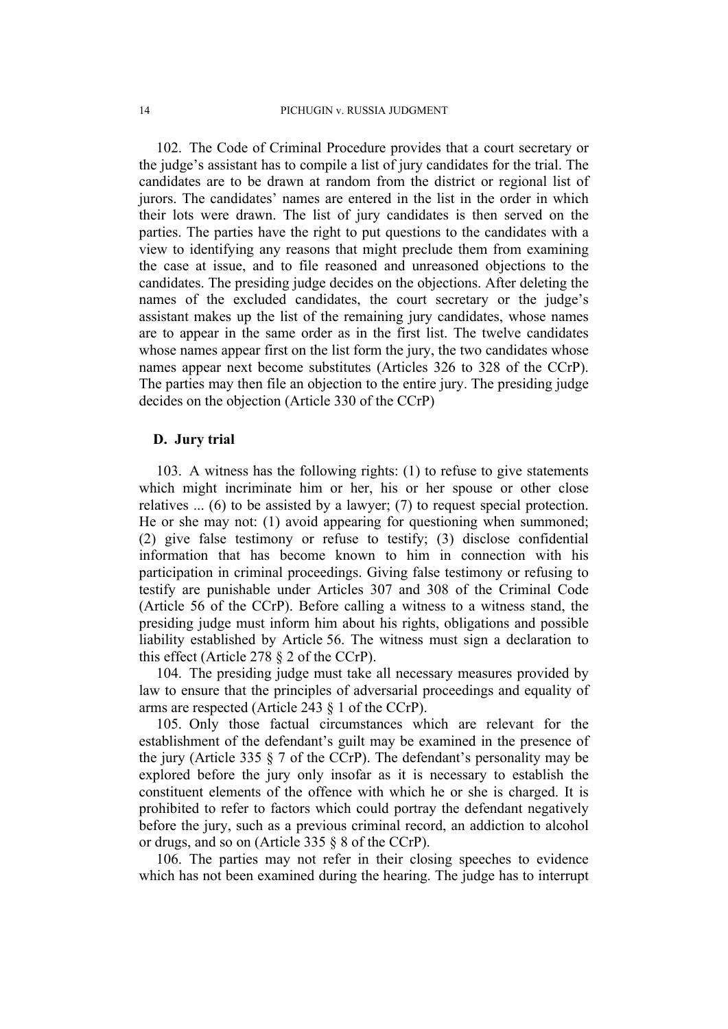102. The Code of Criminal Procedure provides that a court secretary or the judge's assistant has to compile a list of jury candidates for the trial. The candidates are to be drawn at random from the district or regional list of jurors. The candidates' names are entered in the list in the order in which their lots were drawn. The list of jury candidates is then served on the parties. The parties have the right to put questions to the candidates with a view to identifying any reasons that might preclude them from examining the case at issue, and to file reasoned and unreasoned objections to the candidates. The presiding judge decides on the objections. After deleting the names of the excluded candidates, the court secretary or the judge's assistant makes up the list of the remaining jury candidates, whose names are to appear in the same order as in the first list. The twelve candidates whose names appear first on the list form the jury, the two candidates whose names appear next become substitutes (Articles 326 to 328 of the CCrP). The parties may then file an objection to the entire jury. The presiding judge decides on the objection (Article 330 of the CCrP)

## D. Jury trial

103. A witness has the following rights: (1) to refuse to give statements which might incriminate him or her, his or her spouse or other close relatives ... (6) to be assisted by a lawyer; (7) to request special protection. He or she may not: (1) avoid appearing for questioning when summoned; (2) give false testimony or refuse to testify; (3) disclose confidential information that has become known to him in connection with his participation in criminal proceedings. Giving false testimony or refusing to testify are punishable under Articles 307 and 308 of the Criminal Code (Article 56 of the CCrP). Before calling a witness to a witness stand, the presiding judge must inform him about his rights, obligations and possible liability established by Article 56. The witness must sign a declaration to this effect (Article 278 § 2 of the CCrP).

104. The presiding judge must take all necessary measures provided by law to ensure that the principles of adversarial proceedings and equality of arms are respected (Article 243 § 1 of the CCrP).

105. Only those factual circumstances which are relevant for the establishment of the defendant's guilt may be examined in the presence of the jury (Article 335 § 7 of the CCrP). The defendant's personality may be explored before the jury only insofar as it is necessary to establish the constituent elements of the offence with which he or she is charged. It is prohibited to refer to factors which could portray the defendant negatively before the jury, such as a previous criminal record, an addiction to alcohol or drugs, and so on (Article 335 § 8 of the CCrP).

106. The parties may not refer in their closing speeches to evidence which has not been examined during the hearing. The judge has to interrupt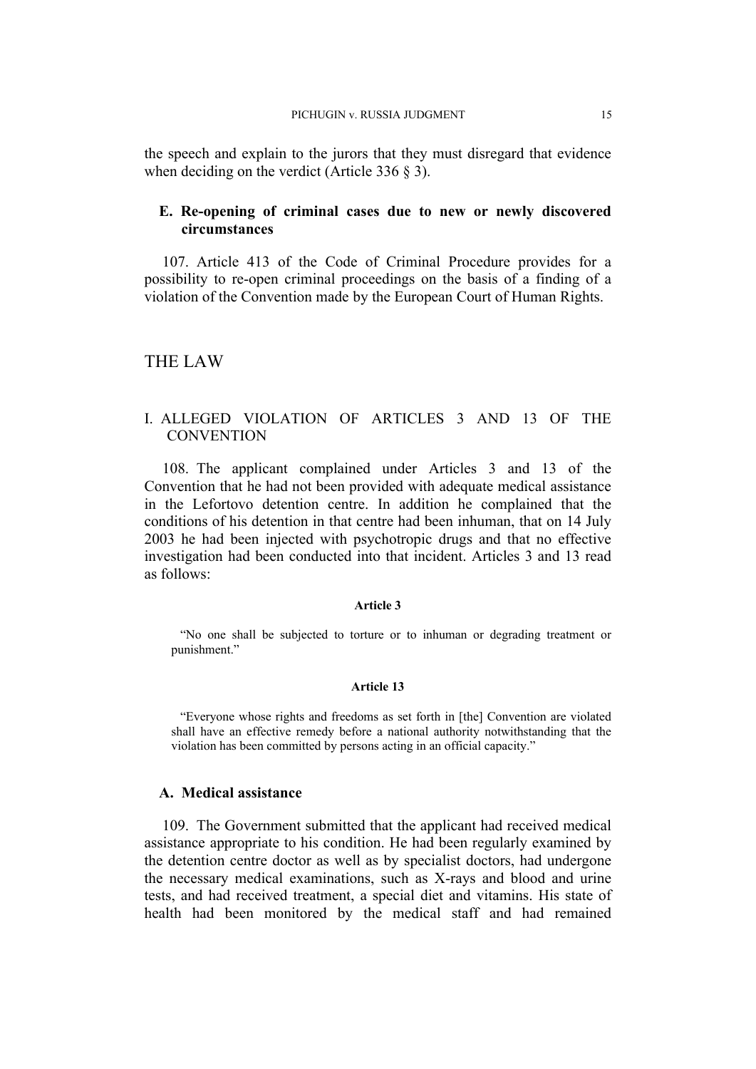the speech and explain to the jurors that they must disregard that evidence when deciding on the verdict (Article 336 § 3).

### E. Re-opening of criminal cases due to new or newly discovered circumstances

107. Article 413 of the Code of Criminal Procedure provides for a possibility to re-open criminal proceedings on the basis of a finding of a violation of the Convention made by the European Court of Human Rights.

# THE LAW

## I. ALLEGED VIOLATION OF ARTICLES 3 AND 13 OF THE CONVENTION

108. The applicant complained under Articles 3 and 13 of the Convention that he had not been provided with adequate medical assistance in the Lefortovo detention centre. In addition he complained that the conditions of his detention in that centre had been inhuman, that on 14 July 2003 he had been injected with psychotropic drugs and that no effective investigation had been conducted into that incident. Articles 3 and 13 read as follows:

**Article 3**

> "No one shall be subjected to torture or to inhuman or degrading treatment or punishment."

**Article 13**

> "Everyone whose rights and freedoms as set forth in [the] Convention are violated shall have an effective remedy before a national authority notwithstanding that the violation has been committed by persons acting in an official capacity."

### A. Medical assistance

109. The Government submitted that the applicant had received medical assistance appropriate to his condition. He had been regularly examined by the detention centre doctor as well as by specialist doctors, had undergone the necessary medical examinations, such as X-rays and blood and urine tests, and had received treatment, a special diet and vitamins. His state of health had been monitored by the medical staff and had remained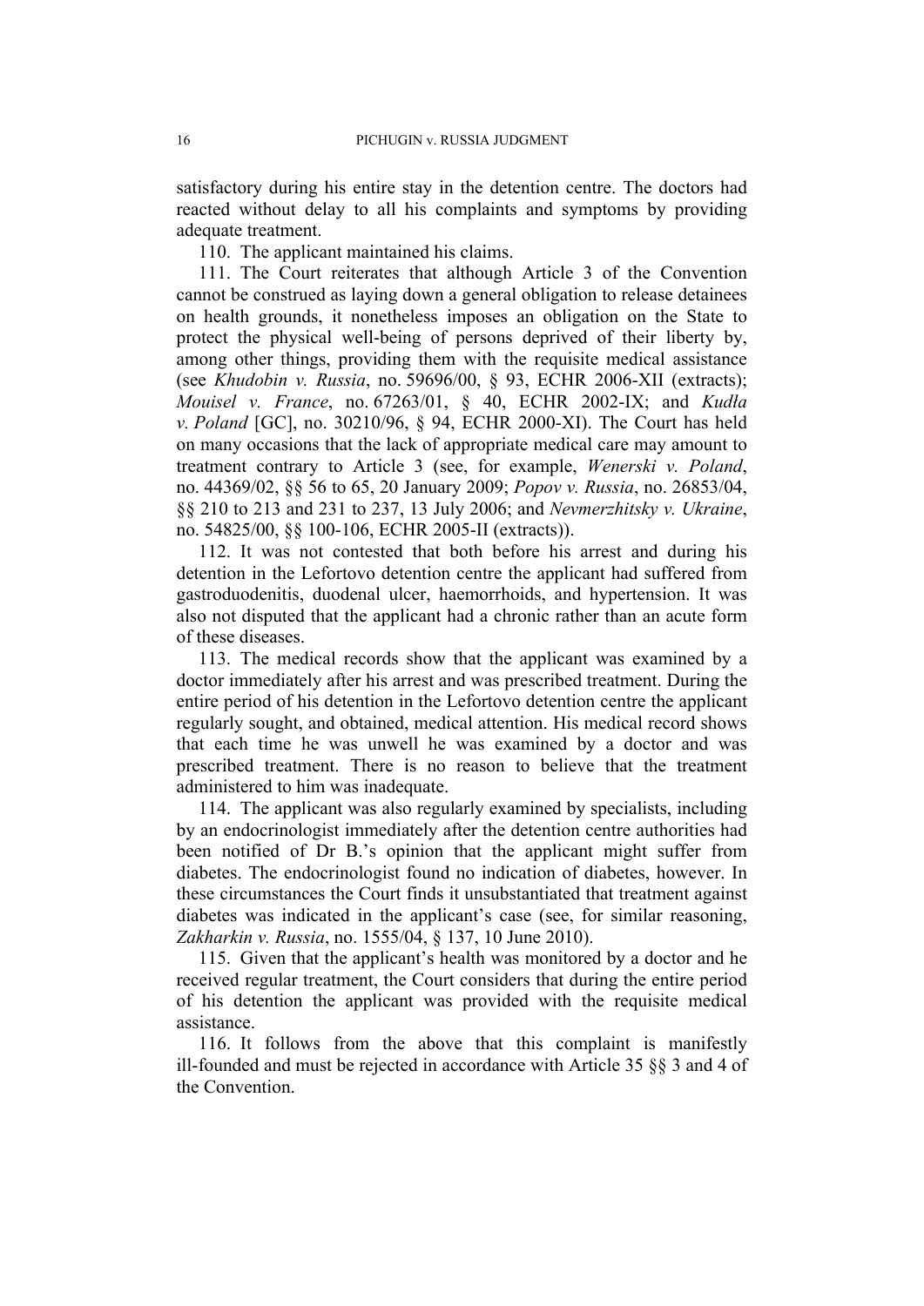satisfactory during his entire stay in the detention centre. The doctors had reacted without delay to all his complaints and symptoms by providing adequate treatment.

110. The applicant maintained his claims.

111. The Court reiterates that although Article 3 of the Convention cannot be construed as laying down a general obligation to release detainees on health grounds, it nonetheless imposes an obligation on the State to protect the physical well-being of persons deprived of their liberty by, among other things, providing them with the requisite medical assistance (see *Khudobin v. Russia*, no. 59696/00, § 93, ECHR 2006-XII (extracts); *Mouisel v. France*, no. 67263/01, § 40, ECHR 2002-IX; and *Kudła v. Poland* [GC], no. 30210/96, § 94, ECHR 2000-XI). The Court has held on many occasions that the lack of appropriate medical care may amount to treatment contrary to Article 3 (see, for example, *Wenerski v. Poland*, no. 44369/02, §§ 56 to 65, 20 January 2009; *Popov v. Russia*, no. 26853/04, §§ 210 to 213 and 231 to 237, 13 July 2006; and *Nevmerzhitsky v. Ukraine*, no. 54825/00, §§ 100-106, ECHR 2005-II (extracts)).

112. It was not contested that both before his arrest and during his detention in the Lefortovo detention centre the applicant had suffered from gastroduodenitis, duodenal ulcer, haemorrhoids, and hypertension. It was also not disputed that the applicant had a chronic rather than an acute form of these diseases.

113. The medical records show that the applicant was examined by a doctor immediately after his arrest and was prescribed treatment. During the entire period of his detention in the Lefortovo detention centre the applicant regularly sought, and obtained, medical attention. His medical record shows that each time he was unwell he was examined by a doctor and was prescribed treatment. There is no reason to believe that the treatment administered to him was inadequate.

114. The applicant was also regularly examined by specialists, including by an endocrinologist immediately after the detention centre authorities had been notified of Dr B.'s opinion that the applicant might suffer from diabetes. The endocrinologist found no indication of diabetes, however. In these circumstances the Court finds it unsubstantiated that treatment against diabetes was indicated in the applicant's case (see, for similar reasoning, *Zakharkin v. Russia*, no. 1555/04, § 137, 10 June 2010).

115. Given that the applicant's health was monitored by a doctor and he received regular treatment, the Court considers that during the entire period of his detention the applicant was provided with the requisite medical assistance.

116. It follows from the above that this complaint is manifestly ill-founded and must be rejected in accordance with Article 35 §§ 3 and 4 of the Convention.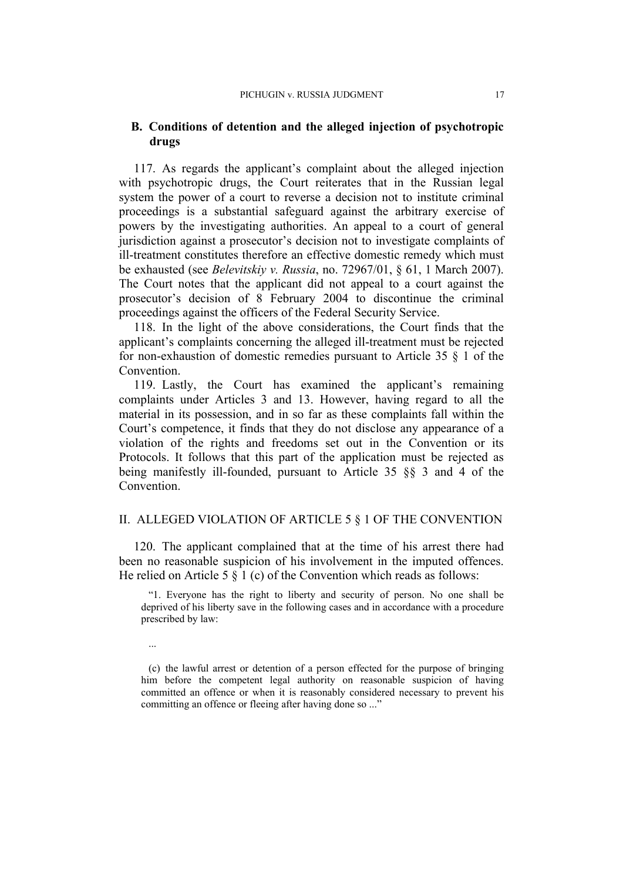### B. Conditions of detention and the alleged injection of psychotropic drugs

117. As regards the applicant's complaint about the alleged injection with psychotropic drugs, the Court reiterates that in the Russian legal system the power of a court to reverse a decision not to institute criminal proceedings is a substantial safeguard against the arbitrary exercise of powers by the investigating authorities. An appeal to a court of general jurisdiction against a prosecutor's decision not to investigate complaints of ill-treatment constitutes therefore an effective domestic remedy which must be exhausted (see *Belevitskiy v. Russia*, no. 72967/01, § 61, 1 March 2007). The Court notes that the applicant did not appeal to a court against the prosecutor's decision of 8 February 2004 to discontinue the criminal proceedings against the officers of the Federal Security Service.

118. In the light of the above considerations, the Court finds that the applicant's complaints concerning the alleged ill-treatment must be rejected for non-exhaustion of domestic remedies pursuant to Article 35 § 1 of the Convention.

119. Lastly, the Court has examined the applicant's remaining complaints under Articles 3 and 13. However, having regard to all the material in its possession, and in so far as these complaints fall within the Court's competence, it finds that they do not disclose any appearance of a violation of the rights and freedoms set out in the Convention or its Protocols. It follows that this part of the application must be rejected as being manifestly ill-founded, pursuant to Article 35 §§ 3 and 4 of the Convention.

## II. ALLEGED VIOLATION OF ARTICLE 5 § 1 OF THE CONVENTION

120. The applicant complained that at the time of his arrest there had been no reasonable suspicion of his involvement in the imputed offences. He relied on Article 5 § 1 (c) of the Convention which reads as follows:

> "1. Everyone has the right to liberty and security of person. No one shall be deprived of his liberty save in the following cases and in accordance with a procedure prescribed by law:
>
> ...
>
> (c) the lawful arrest or detention of a person effected for the purpose of bringing him before the competent legal authority on reasonable suspicion of having committed an offence or when it is reasonably considered necessary to prevent his committing an offence or fleeing after having done so ..."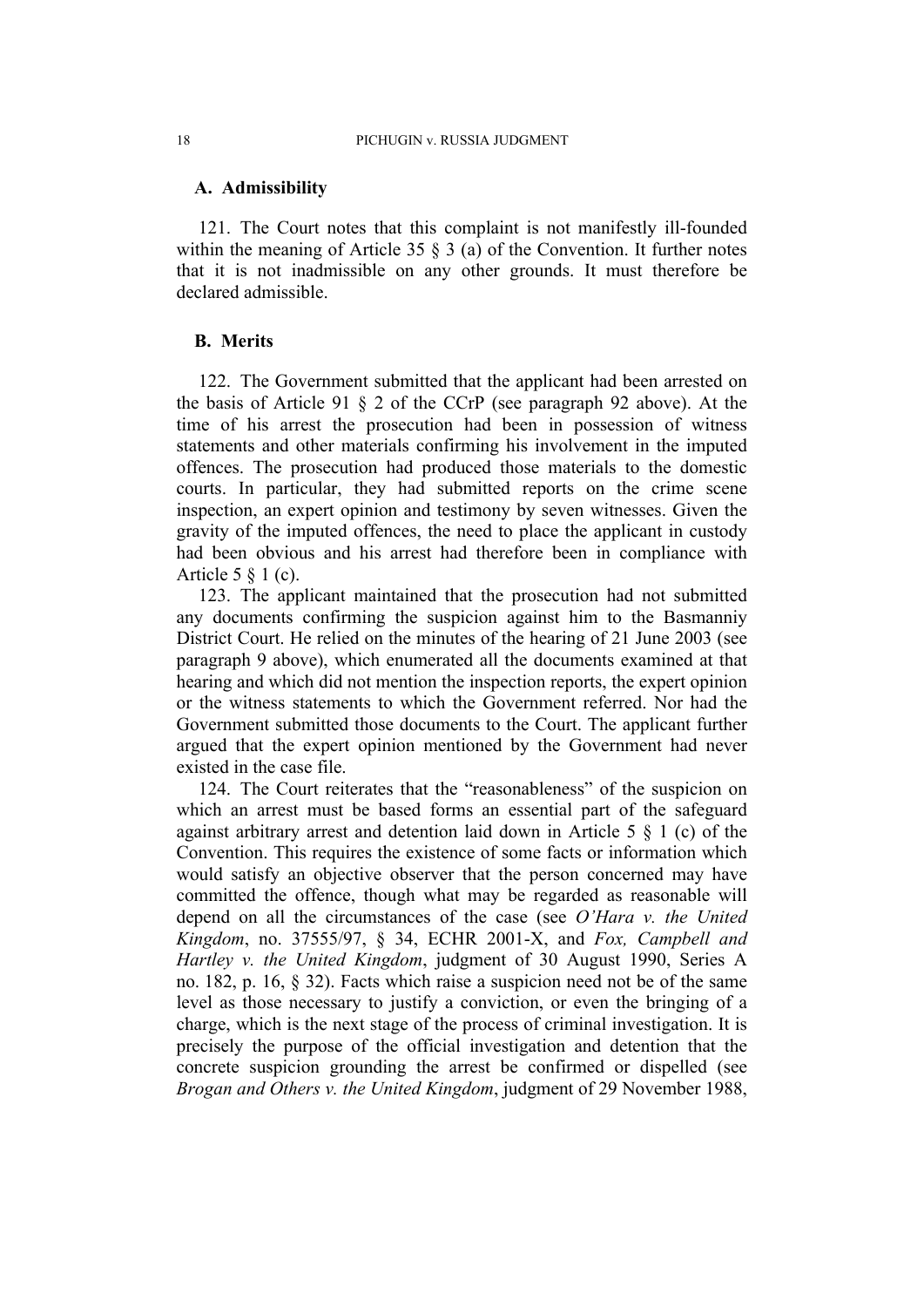### A. Admissibility

121. The Court notes that this complaint is not manifestly ill-founded within the meaning of Article 35 § 3 (a) of the Convention. It further notes that it is not inadmissible on any other grounds. It must therefore be declared admissible.

### B. Merits

122. The Government submitted that the applicant had been arrested on the basis of Article 91 § 2 of the CCrP (see paragraph 92 above). At the time of his arrest the prosecution had been in possession of witness statements and other materials confirming his involvement in the imputed offences. The prosecution had produced those materials to the domestic courts. In particular, they had submitted reports on the crime scene inspection, an expert opinion and testimony by seven witnesses. Given the gravity of the imputed offences, the need to place the applicant in custody had been obvious and his arrest had therefore been in compliance with Article 5 § 1 (c).

123. The applicant maintained that the prosecution had not submitted any documents confirming the suspicion against him to the Basmanniy District Court. He relied on the minutes of the hearing of 21 June 2003 (see paragraph 9 above), which enumerated all the documents examined at that hearing and which did not mention the inspection reports, the expert opinion or the witness statements to which the Government referred. Nor had the Government submitted those documents to the Court. The applicant further argued that the expert opinion mentioned by the Government had never existed in the case file.

124. The Court reiterates that the "reasonableness" of the suspicion on which an arrest must be based forms an essential part of the safeguard against arbitrary arrest and detention laid down in Article 5 § 1 (c) of the Convention. This requires the existence of some facts or information which would satisfy an objective observer that the person concerned may have committed the offence, though what may be regarded as reasonable will depend on all the circumstances of the case (see *O'Hara v. the United Kingdom*, no. 37555/97, § 34, ECHR 2001-X, and *Fox, Campbell and Hartley v. the United Kingdom*, judgment of 30 August 1990, Series A no. 182, p. 16, § 32). Facts which raise a suspicion need not be of the same level as those necessary to justify a conviction, or even the bringing of a charge, which is the next stage of the process of criminal investigation. It is precisely the purpose of the official investigation and detention that the concrete suspicion grounding the arrest be confirmed or dispelled (see *Brogan and Others v. the United Kingdom*, judgment of 29 November 1988,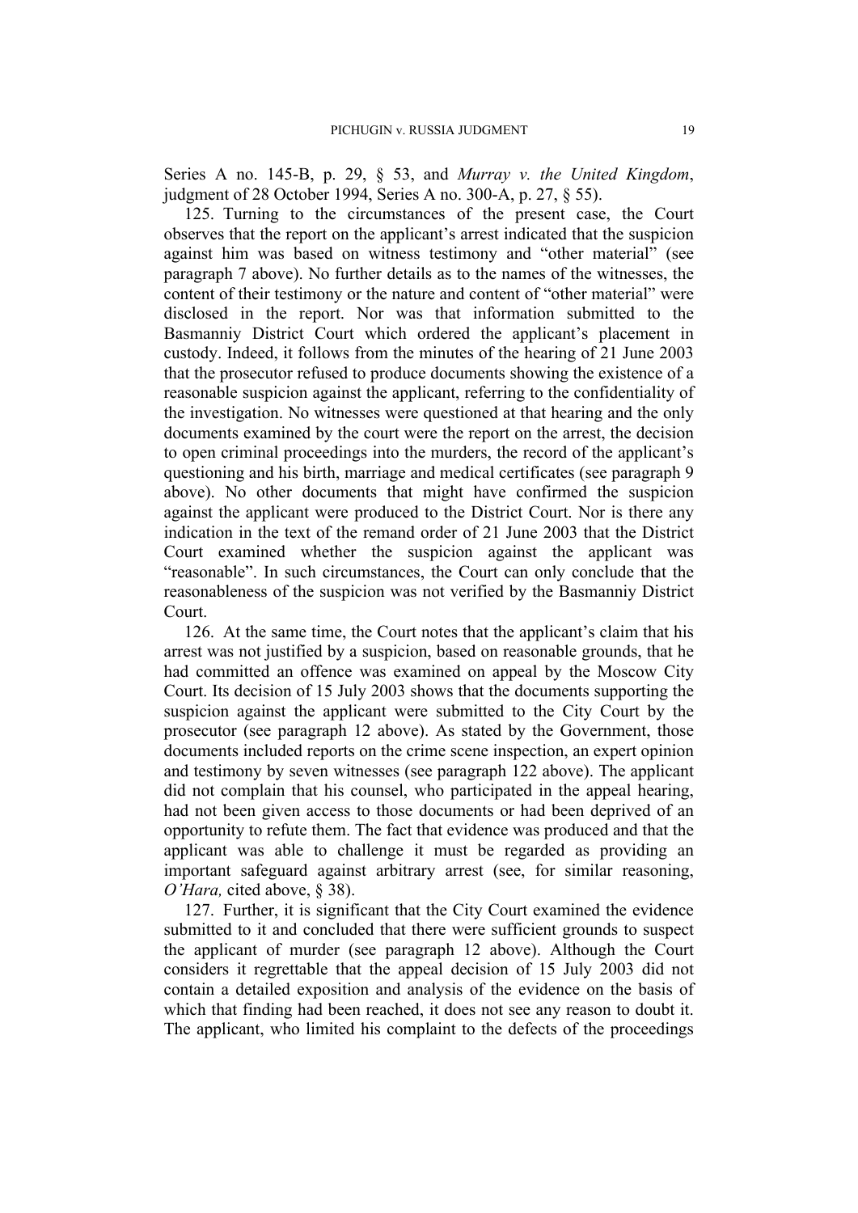Series A no. 145-B, p. 29, § 53, and *Murray v. the United Kingdom*, judgment of 28 October 1994, Series A no. 300-A, p. 27, § 55).

125. Turning to the circumstances of the present case, the Court observes that the report on the applicant's arrest indicated that the suspicion against him was based on witness testimony and "other material" (see paragraph 7 above). No further details as to the names of the witnesses, the content of their testimony or the nature and content of "other material" were disclosed in the report. Nor was that information submitted to the Basmanniy District Court which ordered the applicant's placement in custody. Indeed, it follows from the minutes of the hearing of 21 June 2003 that the prosecutor refused to produce documents showing the existence of a reasonable suspicion against the applicant, referring to the confidentiality of the investigation. No witnesses were questioned at that hearing and the only documents examined by the court were the report on the arrest, the decision to open criminal proceedings into the murders, the record of the applicant's questioning and his birth, marriage and medical certificates (see paragraph 9 above). No other documents that might have confirmed the suspicion against the applicant were produced to the District Court. Nor is there any indication in the text of the remand order of 21 June 2003 that the District Court examined whether the suspicion against the applicant was "reasonable". In such circumstances, the Court can only conclude that the reasonableness of the suspicion was not verified by the Basmanniy District Court.

126. At the same time, the Court notes that the applicant's claim that his arrest was not justified by a suspicion, based on reasonable grounds, that he had committed an offence was examined on appeal by the Moscow City Court. Its decision of 15 July 2003 shows that the documents supporting the suspicion against the applicant were submitted to the City Court by the prosecutor (see paragraph 12 above). As stated by the Government, those documents included reports on the crime scene inspection, an expert opinion and testimony by seven witnesses (see paragraph 122 above). The applicant did not complain that his counsel, who participated in the appeal hearing, had not been given access to those documents or had been deprived of an opportunity to refute them. The fact that evidence was produced and that the applicant was able to challenge it must be regarded as providing an important safeguard against arbitrary arrest (see, for similar reasoning, *O'Hara,* cited above, § 38).

127. Further, it is significant that the City Court examined the evidence submitted to it and concluded that there were sufficient grounds to suspect the applicant of murder (see paragraph 12 above). Although the Court considers it regrettable that the appeal decision of 15 July 2003 did not contain a detailed exposition and analysis of the evidence on the basis of which that finding had been reached, it does not see any reason to doubt it. The applicant, who limited his complaint to the defects of the proceedings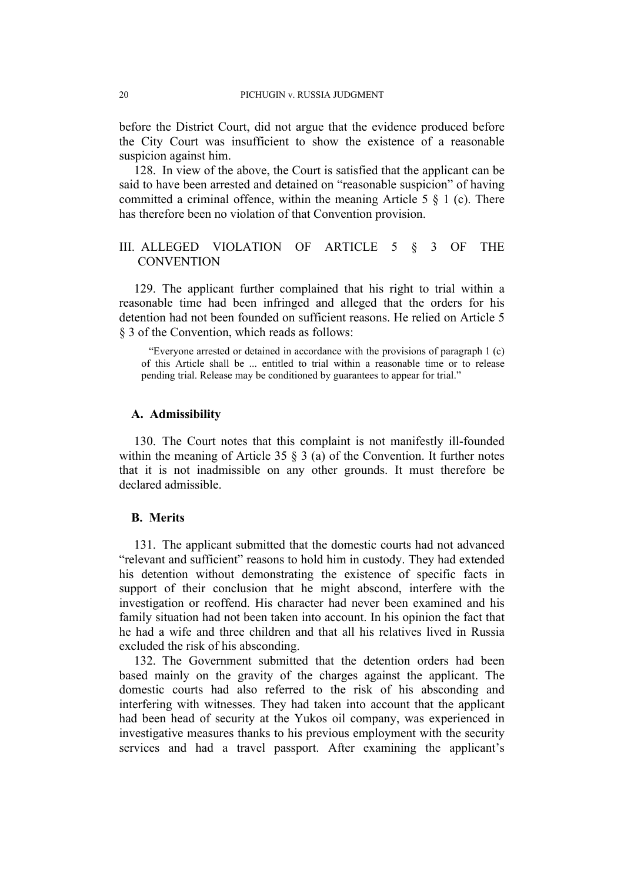before the District Court, did not argue that the evidence produced before the City Court was insufficient to show the existence of a reasonable suspicion against him.

128. In view of the above, the Court is satisfied that the applicant can be said to have been arrested and detained on "reasonable suspicion" of having committed a criminal offence, within the meaning Article 5 § 1 (c). There has therefore been no violation of that Convention provision.

## III. ALLEGED VIOLATION OF ARTICLE 5 § 3 OF THE CONVENTION

129. The applicant further complained that his right to trial within a reasonable time had been infringed and alleged that the orders for his detention had not been founded on sufficient reasons. He relied on Article 5 § 3 of the Convention, which reads as follows:

> "Everyone arrested or detained in accordance with the provisions of paragraph 1 (c) of this Article shall be ... entitled to trial within a reasonable time or to release pending trial. Release may be conditioned by guarantees to appear for trial."

### A. Admissibility

130. The Court notes that this complaint is not manifestly ill-founded within the meaning of Article 35 § 3 (a) of the Convention. It further notes that it is not inadmissible on any other grounds. It must therefore be declared admissible.

### B. Merits

131. The applicant submitted that the domestic courts had not advanced "relevant and sufficient" reasons to hold him in custody. They had extended his detention without demonstrating the existence of specific facts in support of their conclusion that he might abscond, interfere with the investigation or reoffend. His character had never been examined and his family situation had not been taken into account. In his opinion the fact that he had a wife and three children and that all his relatives lived in Russia excluded the risk of his absconding.

132. The Government submitted that the detention orders had been based mainly on the gravity of the charges against the applicant. The domestic courts had also referred to the risk of his absconding and interfering with witnesses. They had taken into account that the applicant had been head of security at the Yukos oil company, was experienced in investigative measures thanks to his previous employment with the security services and had a travel passport. After examining the applicant's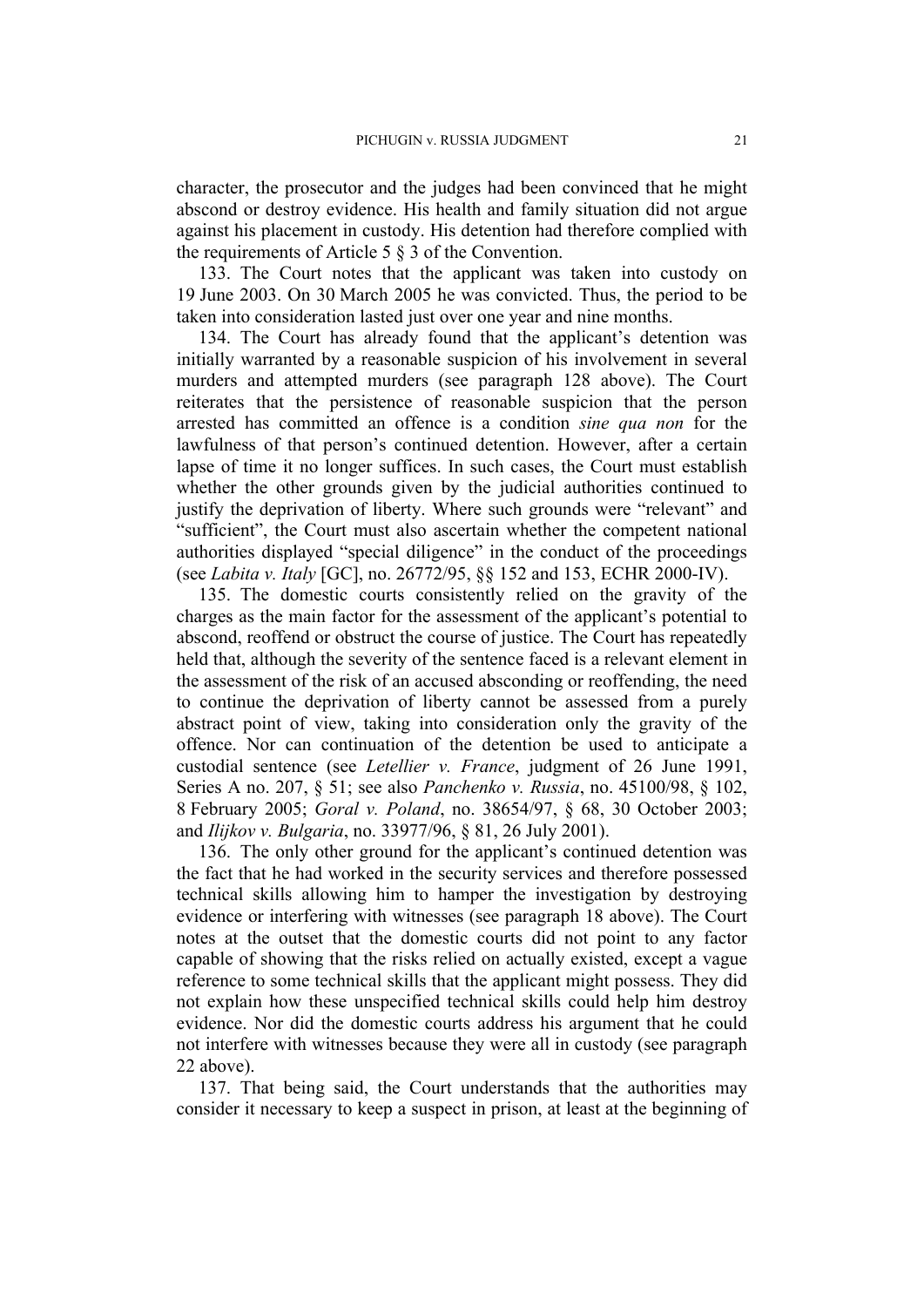character, the prosecutor and the judges had been convinced that he might abscond or destroy evidence. His health and family situation did not argue against his placement in custody. His detention had therefore complied with the requirements of Article 5 § 3 of the Convention.

133. The Court notes that the applicant was taken into custody on 19 June 2003. On 30 March 2005 he was convicted. Thus, the period to be taken into consideration lasted just over one year and nine months.

134. The Court has already found that the applicant's detention was initially warranted by a reasonable suspicion of his involvement in several murders and attempted murders (see paragraph 128 above). The Court reiterates that the persistence of reasonable suspicion that the person arrested has committed an offence is a condition *sine qua non* for the lawfulness of that person's continued detention. However, after a certain lapse of time it no longer suffices. In such cases, the Court must establish whether the other grounds given by the judicial authorities continued to justify the deprivation of liberty. Where such grounds were "relevant" and "sufficient", the Court must also ascertain whether the competent national authorities displayed "special diligence" in the conduct of the proceedings (see *Labita v. Italy* [GC], no. 26772/95, §§ 152 and 153, ECHR 2000-IV).

135. The domestic courts consistently relied on the gravity of the charges as the main factor for the assessment of the applicant's potential to abscond, reoffend or obstruct the course of justice. The Court has repeatedly held that, although the severity of the sentence faced is a relevant element in the assessment of the risk of an accused absconding or reoffending, the need to continue the deprivation of liberty cannot be assessed from a purely abstract point of view, taking into consideration only the gravity of the offence. Nor can continuation of the detention be used to anticipate a custodial sentence (see *Letellier v. France*, judgment of 26 June 1991, Series A no. 207, § 51; see also *Panchenko v. Russia*, no. 45100/98, § 102, 8 February 2005; *Goral v. Poland*, no. 38654/97, § 68, 30 October 2003; and *Ilijkov v. Bulgaria*, no. 33977/96, § 81, 26 July 2001).

136. The only other ground for the applicant's continued detention was the fact that he had worked in the security services and therefore possessed technical skills allowing him to hamper the investigation by destroying evidence or interfering with witnesses (see paragraph 18 above). The Court notes at the outset that the domestic courts did not point to any factor capable of showing that the risks relied on actually existed, except a vague reference to some technical skills that the applicant might possess. They did not explain how these unspecified technical skills could help him destroy evidence. Nor did the domestic courts address his argument that he could not interfere with witnesses because they were all in custody (see paragraph 22 above).

137. That being said, the Court understands that the authorities may consider it necessary to keep a suspect in prison, at least at the beginning of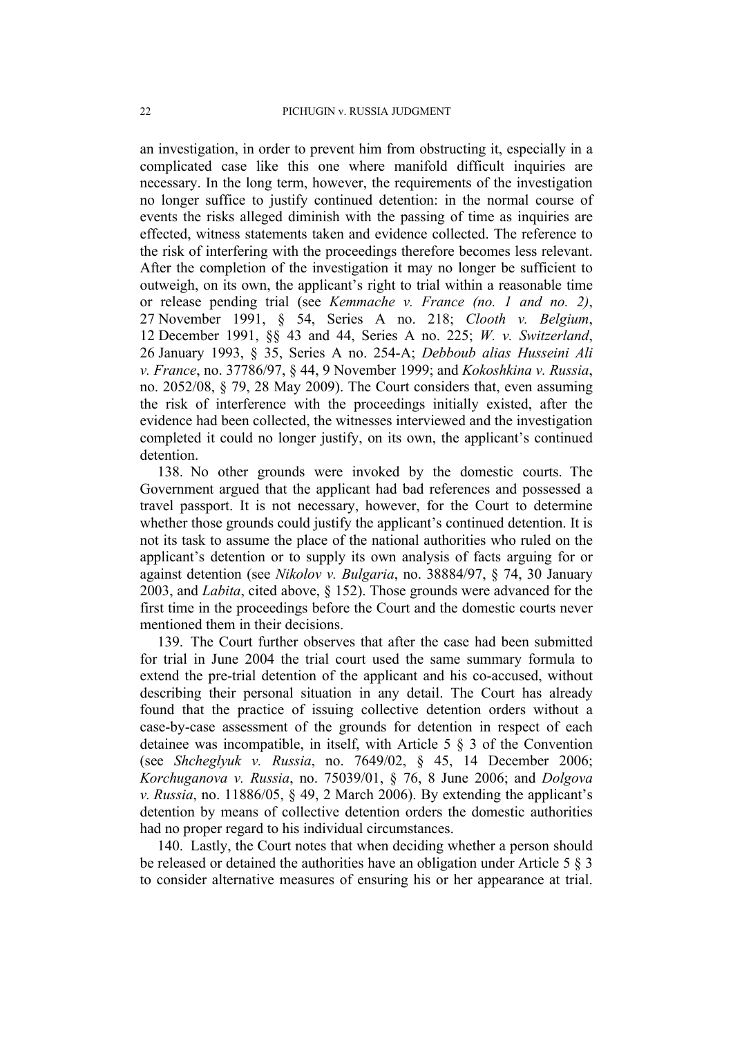an investigation, in order to prevent him from obstructing it, especially in a complicated case like this one where manifold difficult inquiries are necessary. In the long term, however, the requirements of the investigation no longer suffice to justify continued detention: in the normal course of events the risks alleged diminish with the passing of time as inquiries are effected, witness statements taken and evidence collected. The reference to the risk of interfering with the proceedings therefore becomes less relevant. After the completion of the investigation it may no longer be sufficient to outweigh, on its own, the applicant's right to trial within a reasonable time or release pending trial (see *Kemmache v. France (no. 1 and no. 2)*, 27 November 1991, § 54, Series A no. 218; *Clooth v. Belgium*, 12 December 1991, §§ 43 and 44, Series A no. 225; *W. v. Switzerland*, 26 January 1993, § 35, Series A no. 254-A; *Debboub alias Husseini Ali v. France*, no. 37786/97, § 44, 9 November 1999; and *Kokoshkina v. Russia*, no. 2052/08, § 79, 28 May 2009). The Court considers that, even assuming the risk of interference with the proceedings initially existed, after the evidence had been collected, the witnesses interviewed and the investigation completed it could no longer justify, on its own, the applicant's continued detention.

138. No other grounds were invoked by the domestic courts. The Government argued that the applicant had bad references and possessed a travel passport. It is not necessary, however, for the Court to determine whether those grounds could justify the applicant's continued detention. It is not its task to assume the place of the national authorities who ruled on the applicant's detention or to supply its own analysis of facts arguing for or against detention (see *Nikolov v. Bulgaria*, no. 38884/97, § 74, 30 January 2003, and *Labita*, cited above, § 152). Those grounds were advanced for the first time in the proceedings before the Court and the domestic courts never mentioned them in their decisions.

139. The Court further observes that after the case had been submitted for trial in June 2004 the trial court used the same summary formula to extend the pre-trial detention of the applicant and his co-accused, without describing their personal situation in any detail. The Court has already found that the practice of issuing collective detention orders without a case-by-case assessment of the grounds for detention in respect of each detainee was incompatible, in itself, with Article 5 § 3 of the Convention (see *Shcheglyuk v. Russia*, no. 7649/02, § 45, 14 December 2006; *Korchuganova v. Russia*, no. 75039/01, § 76, 8 June 2006; and *Dolgova v. Russia*, no. 11886/05, § 49, 2 March 2006). By extending the applicant's detention by means of collective detention orders the domestic authorities had no proper regard to his individual circumstances.

140. Lastly, the Court notes that when deciding whether a person should be released or detained the authorities have an obligation under Article 5 § 3 to consider alternative measures of ensuring his or her appearance at trial.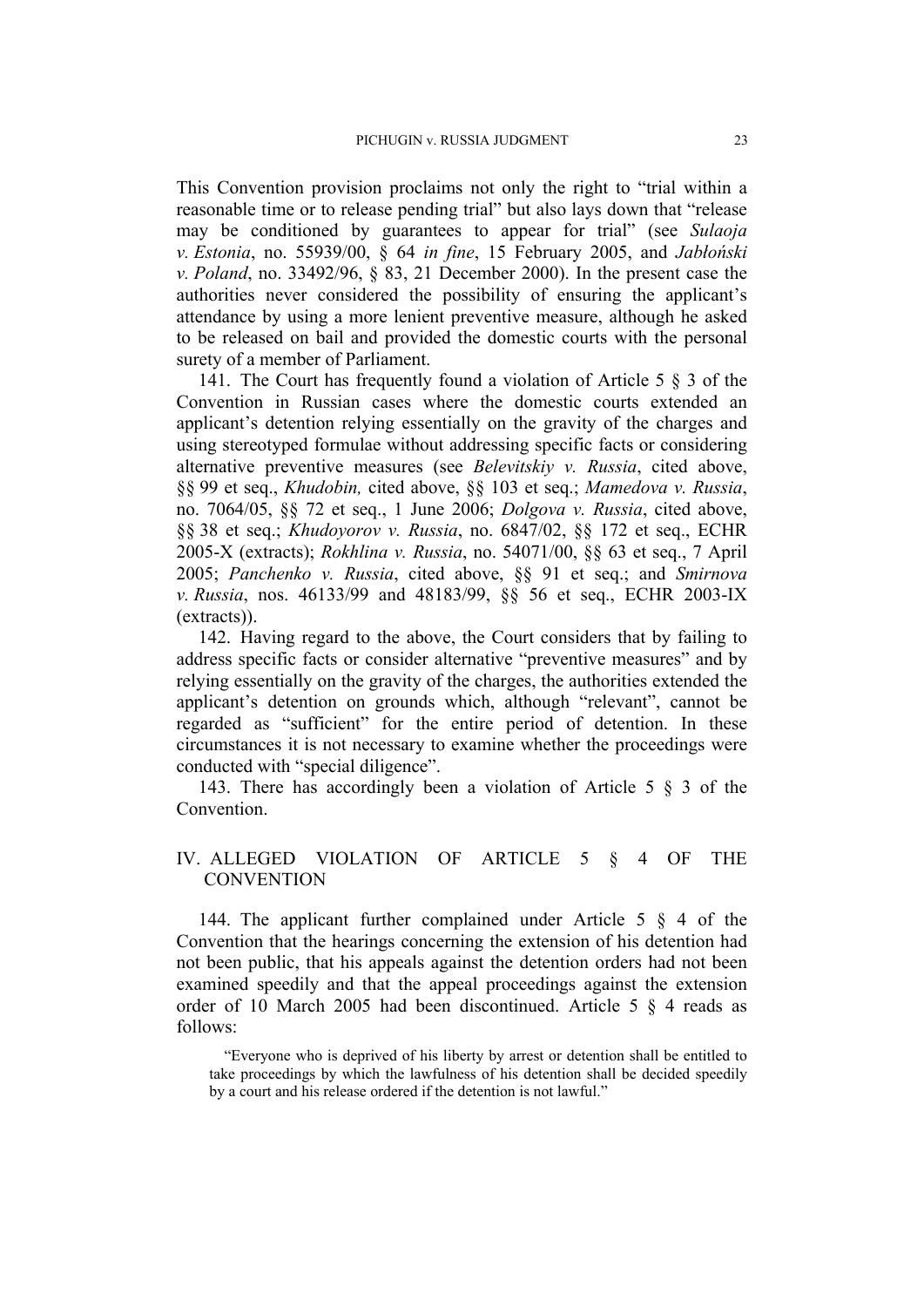This Convention provision proclaims not only the right to "trial within a reasonable time or to release pending trial" but also lays down that "release may be conditioned by guarantees to appear for trial" (see *Sulaoja v. Estonia*, no. 55939/00, § 64 *in fine*, 15 February 2005, and *Jabłoński v. Poland*, no. 33492/96, § 83, 21 December 2000). In the present case the authorities never considered the possibility of ensuring the applicant's attendance by using a more lenient preventive measure, although he asked to be released on bail and provided the domestic courts with the personal surety of a member of Parliament.

141. The Court has frequently found a violation of Article 5 § 3 of the Convention in Russian cases where the domestic courts extended an applicant's detention relying essentially on the gravity of the charges and using stereotyped formulae without addressing specific facts or considering alternative preventive measures (see *Belevitskiy v. Russia*, cited above, §§ 99 et seq., *Khudobin,* cited above, §§ 103 et seq.; *Mamedova v. Russia*, no. 7064/05, §§ 72 et seq., 1 June 2006; *Dolgova v. Russia*, cited above, §§ 38 et seq.; *Khudoyorov v. Russia*, no. 6847/02, §§ 172 et seq., ECHR 2005-X (extracts); *Rokhlina v. Russia*, no. 54071/00, §§ 63 et seq., 7 April 2005; *Panchenko v. Russia*, cited above, §§ 91 et seq.; and *Smirnova v. Russia*, nos. 46133/99 and 48183/99, §§ 56 et seq., ECHR 2003-IX (extracts)).

142. Having regard to the above, the Court considers that by failing to address specific facts or consider alternative "preventive measures" and by relying essentially on the gravity of the charges, the authorities extended the applicant's detention on grounds which, although "relevant", cannot be regarded as "sufficient" for the entire period of detention. In these circumstances it is not necessary to examine whether the proceedings were conducted with "special diligence".

143. There has accordingly been a violation of Article 5 § 3 of the Convention.

## IV. ALLEGED VIOLATION OF ARTICLE 5 § 4 OF THE CONVENTION

144. The applicant further complained under Article 5 § 4 of the Convention that the hearings concerning the extension of his detention had not been public, that his appeals against the detention orders had not been examined speedily and that the appeal proceedings against the extension order of 10 March 2005 had been discontinued. Article 5 § 4 reads as follows:

> "Everyone who is deprived of his liberty by arrest or detention shall be entitled to take proceedings by which the lawfulness of his detention shall be decided speedily by a court and his release ordered if the detention is not lawful."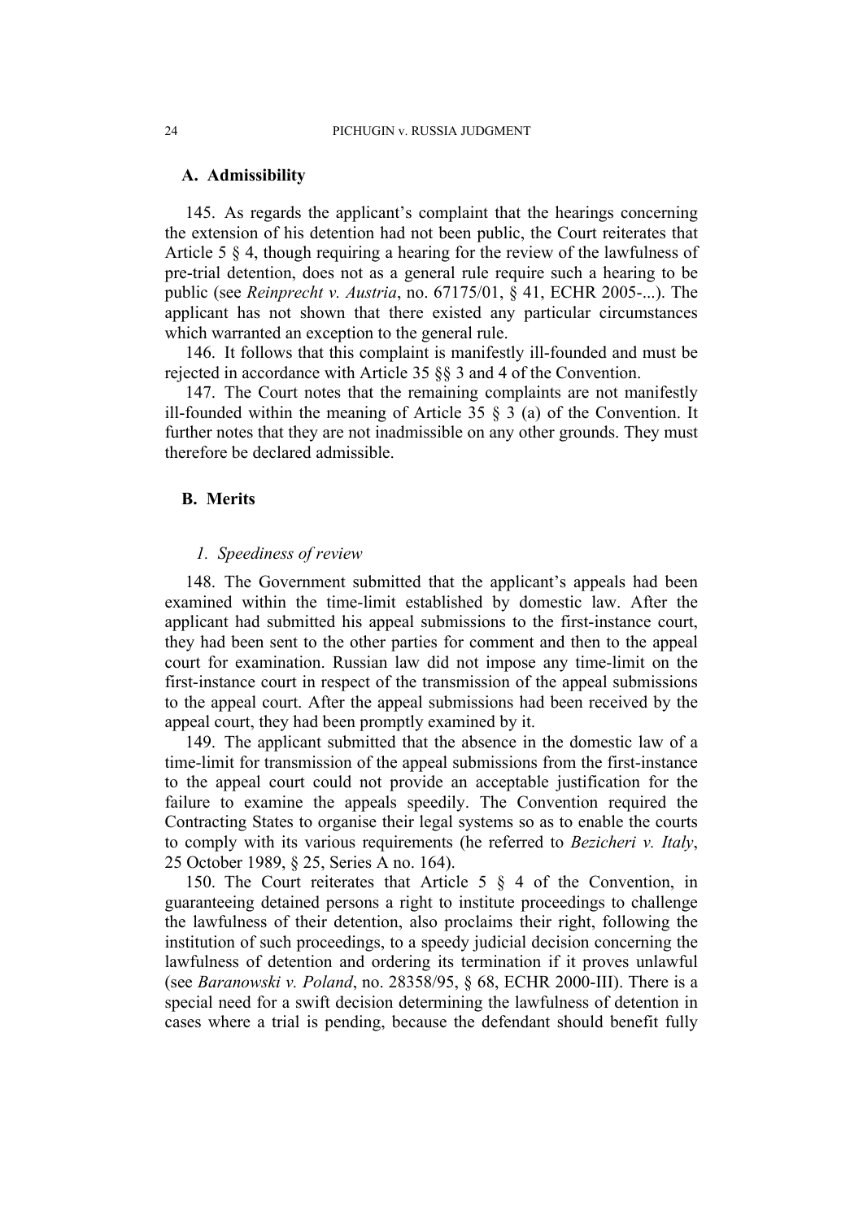### A. Admissibility

145. As regards the applicant's complaint that the hearings concerning the extension of his detention had not been public, the Court reiterates that Article 5 § 4, though requiring a hearing for the review of the lawfulness of pre-trial detention, does not as a general rule require such a hearing to be public (see *Reinprecht v. Austria*, no. 67175/01, § 41, ECHR 2005-...). The applicant has not shown that there existed any particular circumstances which warranted an exception to the general rule.

146. It follows that this complaint is manifestly ill-founded and must be rejected in accordance with Article 35 §§ 3 and 4 of the Convention.

147. The Court notes that the remaining complaints are not manifestly ill-founded within the meaning of Article 35 § 3 (a) of the Convention. It further notes that they are not inadmissible on any other grounds. They must therefore be declared admissible.

### B. Merits

#### *1. Speediness of review*

148. The Government submitted that the applicant's appeals had been examined within the time-limit established by domestic law. After the applicant had submitted his appeal submissions to the first-instance court, they had been sent to the other parties for comment and then to the appeal court for examination. Russian law did not impose any time-limit on the first-instance court in respect of the transmission of the appeal submissions to the appeal court. After the appeal submissions had been received by the appeal court, they had been promptly examined by it.

149. The applicant submitted that the absence in the domestic law of a time-limit for transmission of the appeal submissions from the first-instance to the appeal court could not provide an acceptable justification for the failure to examine the appeals speedily. The Convention required the Contracting States to organise their legal systems so as to enable the courts to comply with its various requirements (he referred to *Bezicheri v. Italy*, 25 October 1989, § 25, Series A no. 164).

150. The Court reiterates that Article 5 § 4 of the Convention, in guaranteeing detained persons a right to institute proceedings to challenge the lawfulness of their detention, also proclaims their right, following the institution of such proceedings, to a speedy judicial decision concerning the lawfulness of detention and ordering its termination if it proves unlawful (see *Baranowski v. Poland*, no. 28358/95, § 68, ECHR 2000-III). There is a special need for a swift decision determining the lawfulness of detention in cases where a trial is pending, because the defendant should benefit fully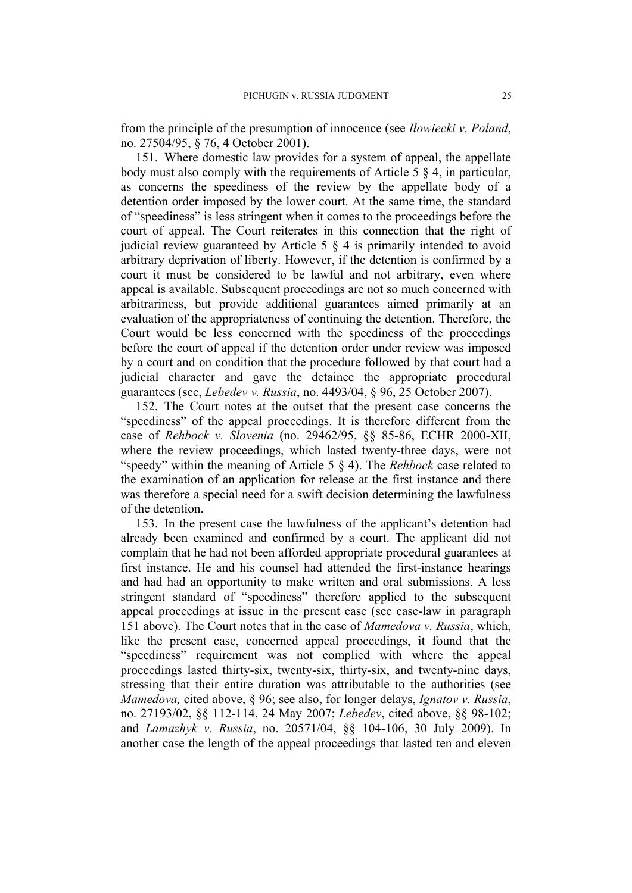from the principle of the presumption of innocence (see *Iłowiecki v. Poland*, no. 27504/95, § 76, 4 October 2001).

151. Where domestic law provides for a system of appeal, the appellate body must also comply with the requirements of Article 5 § 4, in particular, as concerns the speediness of the review by the appellate body of a detention order imposed by the lower court. At the same time, the standard of "speediness" is less stringent when it comes to the proceedings before the court of appeal. The Court reiterates in this connection that the right of judicial review guaranteed by Article 5 § 4 is primarily intended to avoid arbitrary deprivation of liberty. However, if the detention is confirmed by a court it must be considered to be lawful and not arbitrary, even where appeal is available. Subsequent proceedings are not so much concerned with arbitrariness, but provide additional guarantees aimed primarily at an evaluation of the appropriateness of continuing the detention. Therefore, the Court would be less concerned with the speediness of the proceedings before the court of appeal if the detention order under review was imposed by a court and on condition that the procedure followed by that court had a judicial character and gave the detainee the appropriate procedural guarantees (see, *Lebedev v. Russia*, no. 4493/04, § 96, 25 October 2007).

152. The Court notes at the outset that the present case concerns the "speediness" of the appeal proceedings. It is therefore different from the case of *Rehbock v. Slovenia* (no. 29462/95, §§ 85-86, ECHR 2000-XII, where the review proceedings, which lasted twenty-three days, were not "speedy" within the meaning of Article 5 § 4). The *Rehbock* case related to the examination of an application for release at the first instance and there was therefore a special need for a swift decision determining the lawfulness of the detention.

153. In the present case the lawfulness of the applicant's detention had already been examined and confirmed by a court. The applicant did not complain that he had not been afforded appropriate procedural guarantees at first instance. He and his counsel had attended the first-instance hearings and had had an opportunity to make written and oral submissions. A less stringent standard of "speediness" therefore applied to the subsequent appeal proceedings at issue in the present case (see case-law in paragraph 151 above). The Court notes that in the case of *Mamedova v. Russia*, which, like the present case, concerned appeal proceedings, it found that the "speediness" requirement was not complied with where the appeal proceedings lasted thirty-six, twenty-six, thirty-six, and twenty-nine days, stressing that their entire duration was attributable to the authorities (see *Mamedova,* cited above, § 96; see also, for longer delays, *Ignatov v. Russia*, no. 27193/02, §§ 112-114, 24 May 2007; *Lebedev*, cited above, §§ 98-102; and *Lamazhyk v. Russia*, no. 20571/04, §§ 104-106, 30 July 2009). In another case the length of the appeal proceedings that lasted ten and eleven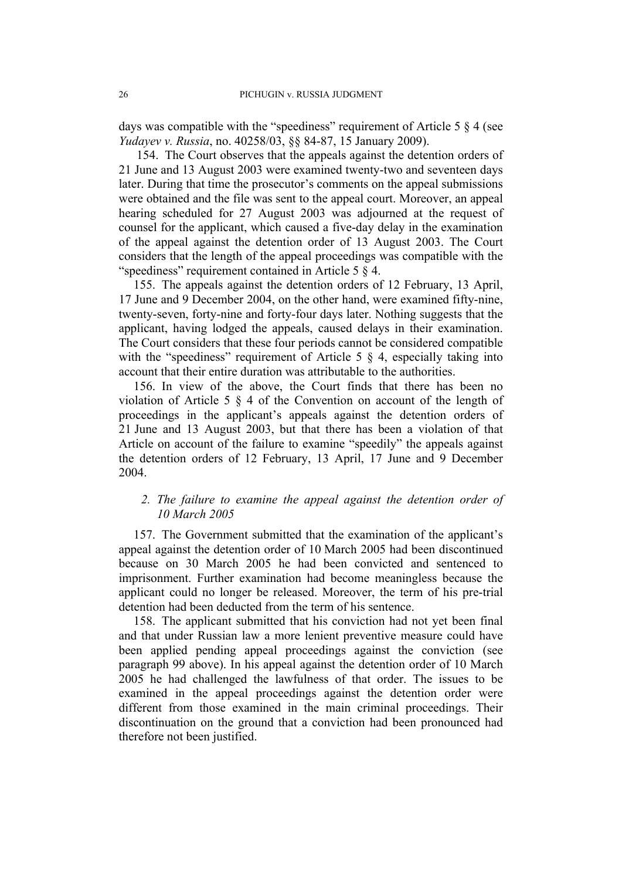days was compatible with the "speediness" requirement of Article 5 § 4 (see *Yudayev v. Russia*, no. 40258/03, §§ 84-87, 15 January 2009).

154. The Court observes that the appeals against the detention orders of 21 June and 13 August 2003 were examined twenty-two and seventeen days later. During that time the prosecutor's comments on the appeal submissions were obtained and the file was sent to the appeal court. Moreover, an appeal hearing scheduled for 27 August 2003 was adjourned at the request of counsel for the applicant, which caused a five-day delay in the examination of the appeal against the detention order of 13 August 2003. The Court considers that the length of the appeal proceedings was compatible with the "speediness" requirement contained in Article 5 § 4.

155. The appeals against the detention orders of 12 February, 13 April, 17 June and 9 December 2004, on the other hand, were examined fifty-nine, twenty-seven, forty-nine and forty-four days later. Nothing suggests that the applicant, having lodged the appeals, caused delays in their examination. The Court considers that these four periods cannot be considered compatible with the "speediness" requirement of Article 5 § 4, especially taking into account that their entire duration was attributable to the authorities.

156. In view of the above, the Court finds that there has been no violation of Article 5 § 4 of the Convention on account of the length of proceedings in the applicant's appeals against the detention orders of 21 June and 13 August 2003, but that there has been a violation of that Article on account of the failure to examine "speedily" the appeals against the detention orders of 12 February, 13 April, 17 June and 9 December 2004.

### *2. The failure to examine the appeal against the detention order of 10 March 2005*

157. The Government submitted that the examination of the applicant's appeal against the detention order of 10 March 2005 had been discontinued because on 30 March 2005 he had been convicted and sentenced to imprisonment. Further examination had become meaningless because the applicant could no longer be released. Moreover, the term of his pre-trial detention had been deducted from the term of his sentence.

158. The applicant submitted that his conviction had not yet been final and that under Russian law a more lenient preventive measure could have been applied pending appeal proceedings against the conviction (see paragraph 99 above). In his appeal against the detention order of 10 March 2005 he had challenged the lawfulness of that order. The issues to be examined in the appeal proceedings against the detention order were different from those examined in the main criminal proceedings. Their discontinuation on the ground that a conviction had been pronounced had therefore not been justified.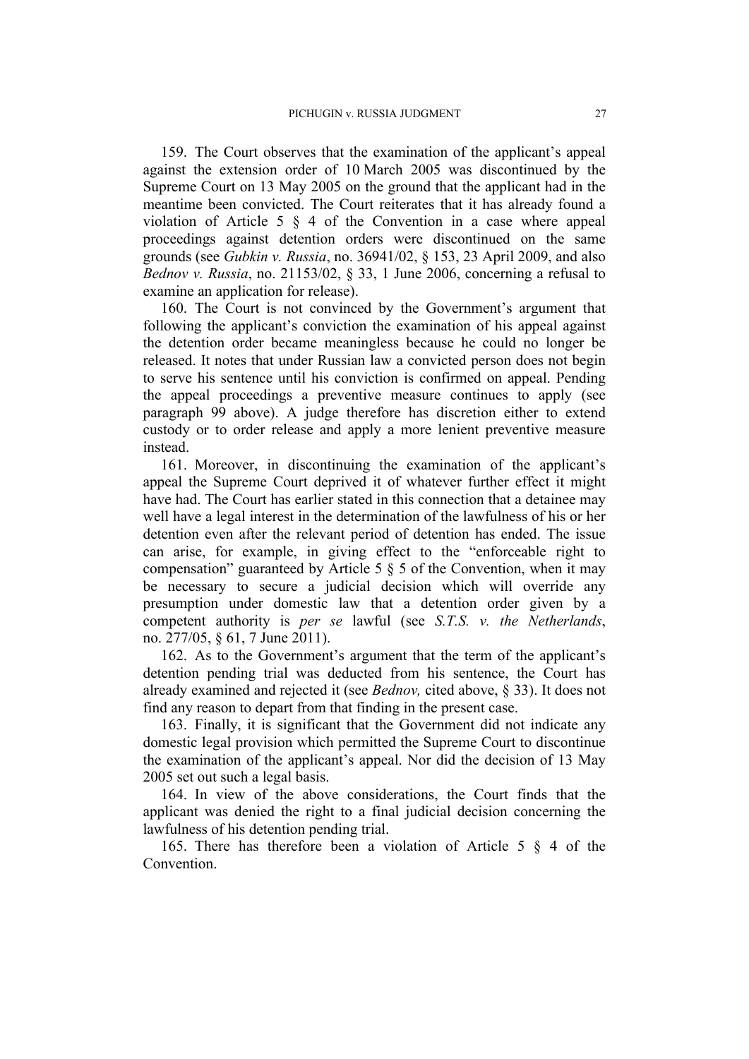159. The Court observes that the examination of the applicant's appeal against the extension order of 10 March 2005 was discontinued by the Supreme Court on 13 May 2005 on the ground that the applicant had in the meantime been convicted. The Court reiterates that it has already found a violation of Article 5 § 4 of the Convention in a case where appeal proceedings against detention orders were discontinued on the same grounds (see *Gubkin v. Russia*, no. 36941/02, § 153, 23 April 2009, and also *Bednov v. Russia*, no. 21153/02, § 33, 1 June 2006, concerning a refusal to examine an application for release).

160. The Court is not convinced by the Government's argument that following the applicant's conviction the examination of his appeal against the detention order became meaningless because he could no longer be released. It notes that under Russian law a convicted person does not begin to serve his sentence until his conviction is confirmed on appeal. Pending the appeal proceedings a preventive measure continues to apply (see paragraph 99 above). A judge therefore has discretion either to extend custody or to order release and apply a more lenient preventive measure instead.

161. Moreover, in discontinuing the examination of the applicant's appeal the Supreme Court deprived it of whatever further effect it might have had. The Court has earlier stated in this connection that a detainee may well have a legal interest in the determination of the lawfulness of his or her detention even after the relevant period of detention has ended. The issue can arise, for example, in giving effect to the "enforceable right to compensation" guaranteed by Article 5 § 5 of the Convention, when it may be necessary to secure a judicial decision which will override any presumption under domestic law that a detention order given by a competent authority is *per se* lawful (see *S.T.S. v. the Netherlands*, no. 277/05, § 61, 7 June 2011).

162. As to the Government's argument that the term of the applicant's detention pending trial was deducted from his sentence, the Court has already examined and rejected it (see *Bednov,* cited above, § 33). It does not find any reason to depart from that finding in the present case.

163. Finally, it is significant that the Government did not indicate any domestic legal provision which permitted the Supreme Court to discontinue the examination of the applicant's appeal. Nor did the decision of 13 May 2005 set out such a legal basis.

164. In view of the above considerations, the Court finds that the applicant was denied the right to a final judicial decision concerning the lawfulness of his detention pending trial.

165. There has therefore been a violation of Article 5 § 4 of the Convention.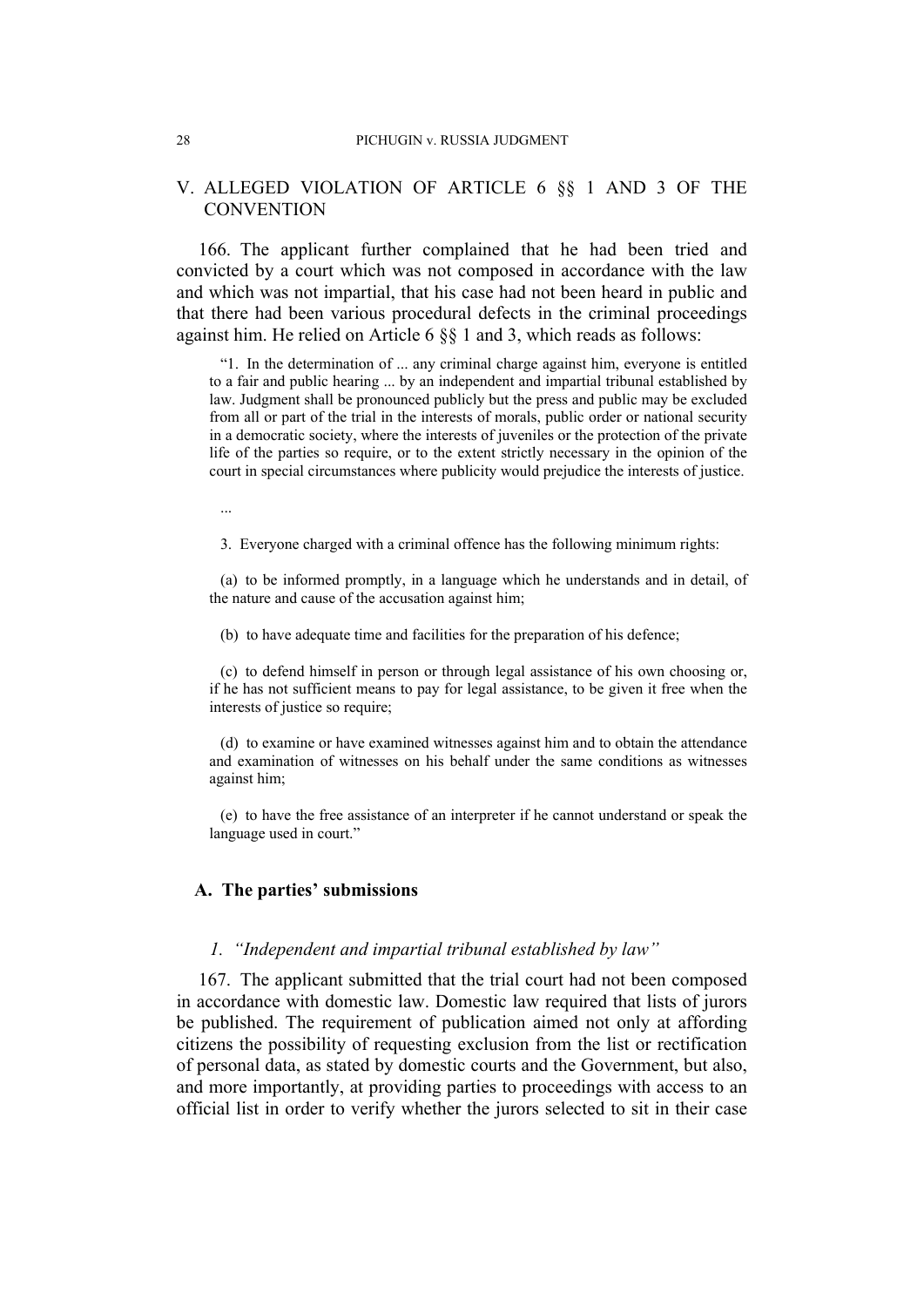## V. ALLEGED VIOLATION OF ARTICLE 6 §§ 1 AND 3 OF THE CONVENTION

166. The applicant further complained that he had been tried and convicted by a court which was not composed in accordance with the law and which was not impartial, that his case had not been heard in public and that there had been various procedural defects in the criminal proceedings against him. He relied on Article 6 §§ 1 and 3, which reads as follows:

> "1. In the determination of ... any criminal charge against him, everyone is entitled to a fair and public hearing ... by an independent and impartial tribunal established by law. Judgment shall be pronounced publicly but the press and public may be excluded from all or part of the trial in the interests of morals, public order or national security in a democratic society, where the interests of juveniles or the protection of the private life of the parties so require, or to the extent strictly necessary in the opinion of the court in special circumstances where publicity would prejudice the interests of justice.
>
> ...
>
> 3. Everyone charged with a criminal offence has the following minimum rights:
>
> (a) to be informed promptly, in a language which he understands and in detail, of the nature and cause of the accusation against him;
>
> (b) to have adequate time and facilities for the preparation of his defence;
>
> (c) to defend himself in person or through legal assistance of his own choosing or, if he has not sufficient means to pay for legal assistance, to be given it free when the interests of justice so require;
>
> (d) to examine or have examined witnesses against him and to obtain the attendance and examination of witnesses on his behalf under the same conditions as witnesses against him;
>
> (e) to have the free assistance of an interpreter if he cannot understand or speak the language used in court."

### A. The parties' submissions

#### *1. "Independent and impartial tribunal established by law"*

167. The applicant submitted that the trial court had not been composed in accordance with domestic law. Domestic law required that lists of jurors be published. The requirement of publication aimed not only at affording citizens the possibility of requesting exclusion from the list or rectification of personal data, as stated by domestic courts and the Government, but also, and more importantly, at providing parties to proceedings with access to an official list in order to verify whether the jurors selected to sit in their case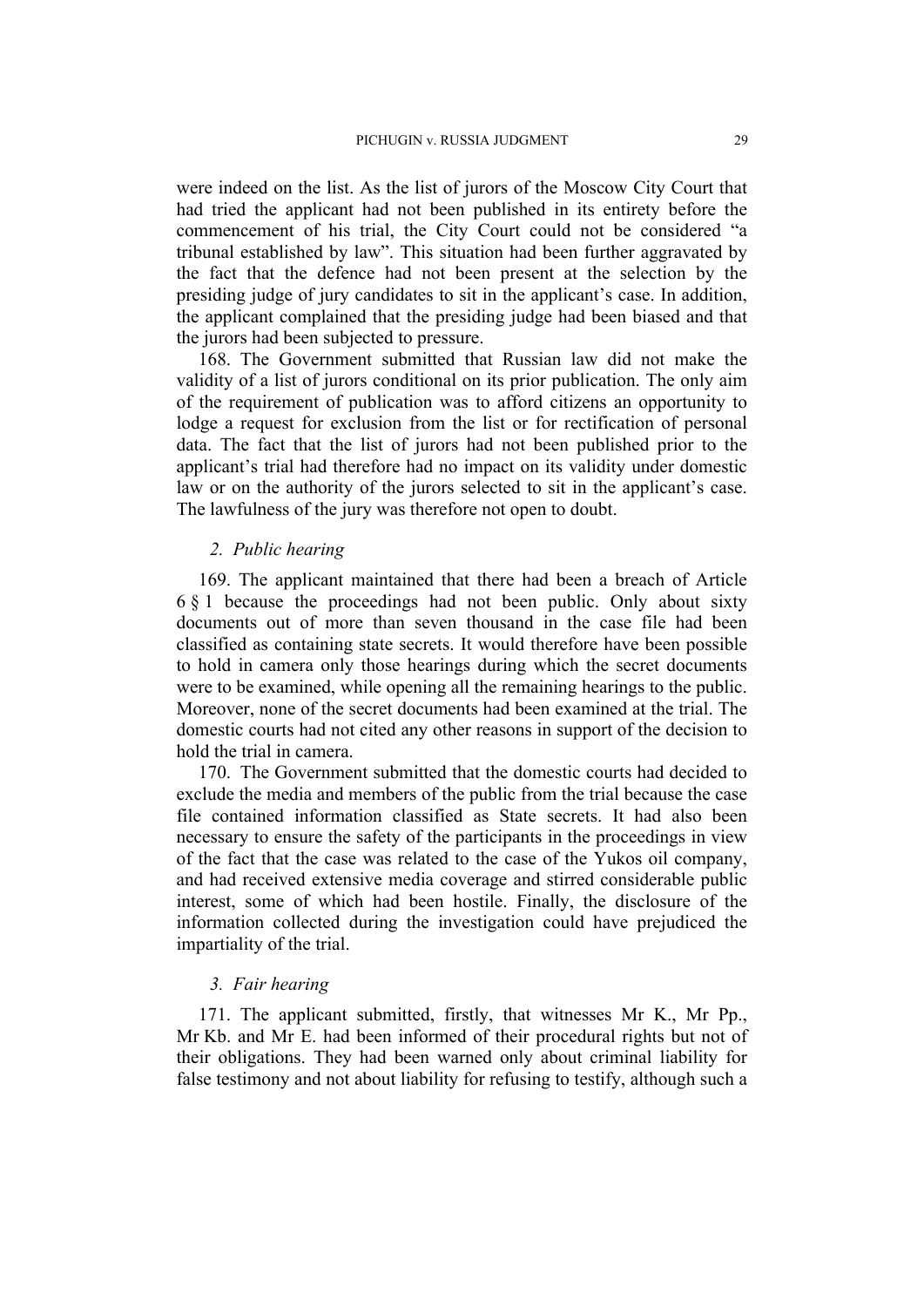were indeed on the list. As the list of jurors of the Moscow City Court that had tried the applicant had not been published in its entirety before the commencement of his trial, the City Court could not be considered "a tribunal established by law". This situation had been further aggravated by the fact that the defence had not been present at the selection by the presiding judge of jury candidates to sit in the applicant's case. In addition, the applicant complained that the presiding judge had been biased and that the jurors had been subjected to pressure.

168. The Government submitted that Russian law did not make the validity of a list of jurors conditional on its prior publication. The only aim of the requirement of publication was to afford citizens an opportunity to lodge a request for exclusion from the list or for rectification of personal data. The fact that the list of jurors had not been published prior to the applicant's trial had therefore had no impact on its validity under domestic law or on the authority of the jurors selected to sit in the applicant's case. The lawfulness of the jury was therefore not open to doubt.

*2. Public hearing*

169. The applicant maintained that there had been a breach of Article 6 § 1 because the proceedings had not been public. Only about sixty documents out of more than seven thousand in the case file had been classified as containing state secrets. It would therefore have been possible to hold in camera only those hearings during which the secret documents were to be examined, while opening all the remaining hearings to the public. Moreover, none of the secret documents had been examined at the trial. The domestic courts had not cited any other reasons in support of the decision to hold the trial in camera.

170. The Government submitted that the domestic courts had decided to exclude the media and members of the public from the trial because the case file contained information classified as State secrets. It had also been necessary to ensure the safety of the participants in the proceedings in view of the fact that the case was related to the case of the Yukos oil company, and had received extensive media coverage and stirred considerable public interest, some of which had been hostile. Finally, the disclosure of the information collected during the investigation could have prejudiced the impartiality of the trial.

*3. Fair hearing*

171. The applicant submitted, firstly, that witnesses Mr K., Mr Pp., Mr Kb. and Mr E. had been informed of their procedural rights but not of their obligations. They had been warned only about criminal liability for false testimony and not about liability for refusing to testify, although such a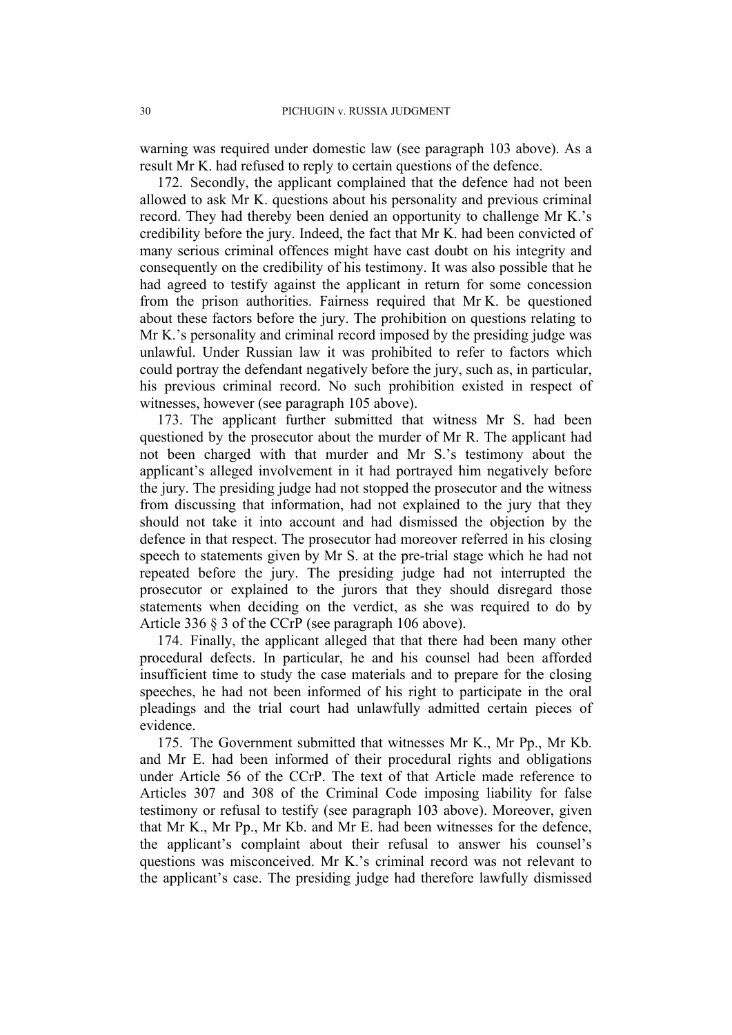warning was required under domestic law (see paragraph 103 above). As a result Mr K. had refused to reply to certain questions of the defence.

172. Secondly, the applicant complained that the defence had not been allowed to ask Mr K. questions about his personality and previous criminal record. They had thereby been denied an opportunity to challenge Mr K.'s credibility before the jury. Indeed, the fact that Mr K. had been convicted of many serious criminal offences might have cast doubt on his integrity and consequently on the credibility of his testimony. It was also possible that he had agreed to testify against the applicant in return for some concession from the prison authorities. Fairness required that Mr K. be questioned about these factors before the jury. The prohibition on questions relating to Mr K.'s personality and criminal record imposed by the presiding judge was unlawful. Under Russian law it was prohibited to refer to factors which could portray the defendant negatively before the jury, such as, in particular, his previous criminal record. No such prohibition existed in respect of witnesses, however (see paragraph 105 above).

173. The applicant further submitted that witness Mr S. had been questioned by the prosecutor about the murder of Mr R. The applicant had not been charged with that murder and Mr S.'s testimony about the applicant's alleged involvement in it had portrayed him negatively before the jury. The presiding judge had not stopped the prosecutor and the witness from discussing that information, had not explained to the jury that they should not take it into account and had dismissed the objection by the defence in that respect. The prosecutor had moreover referred in his closing speech to statements given by Mr S. at the pre-trial stage which he had not repeated before the jury. The presiding judge had not interrupted the prosecutor or explained to the jurors that they should disregard those statements when deciding on the verdict, as she was required to do by Article 336 § 3 of the CCrP (see paragraph 106 above).

174. Finally, the applicant alleged that that there had been many other procedural defects. In particular, he and his counsel had been afforded insufficient time to study the case materials and to prepare for the closing speeches, he had not been informed of his right to participate in the oral pleadings and the trial court had unlawfully admitted certain pieces of evidence.

175. The Government submitted that witnesses Mr K., Mr Pp., Mr Kb. and Mr E. had been informed of their procedural rights and obligations under Article 56 of the CCrP. The text of that Article made reference to Articles 307 and 308 of the Criminal Code imposing liability for false testimony or refusal to testify (see paragraph 103 above). Moreover, given that Mr K., Mr Pp., Mr Kb. and Mr E. had been witnesses for the defence, the applicant's complaint about their refusal to answer his counsel's questions was misconceived. Mr K.'s criminal record was not relevant to the applicant's case. The presiding judge had therefore lawfully dismissed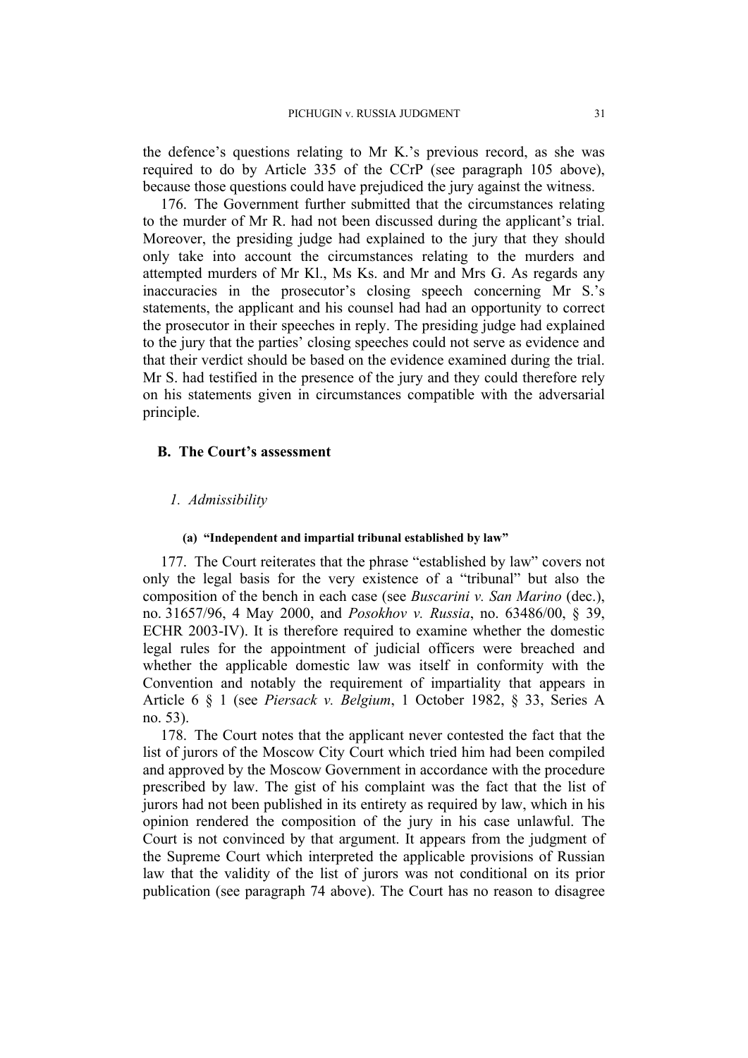the defence's questions relating to Mr K.'s previous record, as she was required to do by Article 335 of the CCrP (see paragraph 105 above), because those questions could have prejudiced the jury against the witness.

176. The Government further submitted that the circumstances relating to the murder of Mr R. had not been discussed during the applicant's trial. Moreover, the presiding judge had explained to the jury that they should only take into account the circumstances relating to the murders and attempted murders of Mr Kl., Ms Ks. and Mr and Mrs G. As regards any inaccuracies in the prosecutor's closing speech concerning Mr S.'s statements, the applicant and his counsel had had an opportunity to correct the prosecutor in their speeches in reply. The presiding judge had explained to the jury that the parties' closing speeches could not serve as evidence and that their verdict should be based on the evidence examined during the trial. Mr S. had testified in the presence of the jury and they could therefore rely on his statements given in circumstances compatible with the adversarial principle.

## B. The Court's assessment

### *1. Admissibility*

#### (a) "Independent and impartial tribunal established by law"

177. The Court reiterates that the phrase "established by law" covers not only the legal basis for the very existence of a "tribunal" but also the composition of the bench in each case (see *Buscarini v. San Marino* (dec.), no. 31657/96, 4 May 2000, and *Posokhov v. Russia*, no. 63486/00, § 39, ECHR 2003-IV). It is therefore required to examine whether the domestic legal rules for the appointment of judicial officers were breached and whether the applicable domestic law was itself in conformity with the Convention and notably the requirement of impartiality that appears in Article 6 § 1 (see *Piersack v. Belgium*, 1 October 1982, § 33, Series A no. 53).

178. The Court notes that the applicant never contested the fact that the list of jurors of the Moscow City Court which tried him had been compiled and approved by the Moscow Government in accordance with the procedure prescribed by law. The gist of his complaint was the fact that the list of jurors had not been published in its entirety as required by law, which in his opinion rendered the composition of the jury in his case unlawful. The Court is not convinced by that argument. It appears from the judgment of the Supreme Court which interpreted the applicable provisions of Russian law that the validity of the list of jurors was not conditional on its prior publication (see paragraph 74 above). The Court has no reason to disagree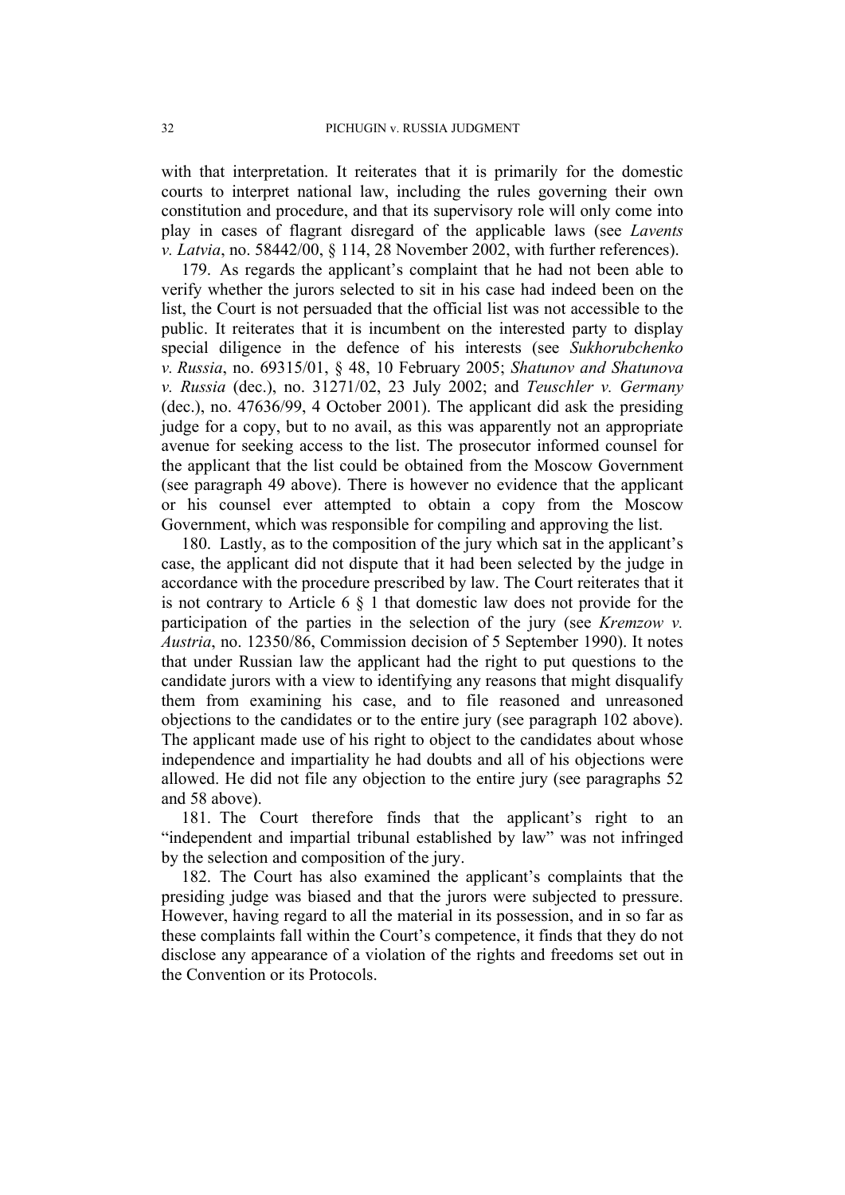with that interpretation. It reiterates that it is primarily for the domestic courts to interpret national law, including the rules governing their own constitution and procedure, and that its supervisory role will only come into play in cases of flagrant disregard of the applicable laws (see *Lavents v. Latvia*, no. 58442/00, § 114, 28 November 2002, with further references).

179. As regards the applicant's complaint that he had not been able to verify whether the jurors selected to sit in his case had indeed been on the list, the Court is not persuaded that the official list was not accessible to the public. It reiterates that it is incumbent on the interested party to display special diligence in the defence of his interests (see *Sukhorubchenko v. Russia*, no. 69315/01, § 48, 10 February 2005; *Shatunov and Shatunova v. Russia* (dec.), no. 31271/02, 23 July 2002; and *Teuschler v. Germany* (dec.), no. 47636/99, 4 October 2001). The applicant did ask the presiding judge for a copy, but to no avail, as this was apparently not an appropriate avenue for seeking access to the list. The prosecutor informed counsel for the applicant that the list could be obtained from the Moscow Government (see paragraph 49 above). There is however no evidence that the applicant or his counsel ever attempted to obtain a copy from the Moscow Government, which was responsible for compiling and approving the list.

180. Lastly, as to the composition of the jury which sat in the applicant's case, the applicant did not dispute that it had been selected by the judge in accordance with the procedure prescribed by law. The Court reiterates that it is not contrary to Article 6 § 1 that domestic law does not provide for the participation of the parties in the selection of the jury (see *Kremzow v. Austria*, no. 12350/86, Commission decision of 5 September 1990). It notes that under Russian law the applicant had the right to put questions to the candidate jurors with a view to identifying any reasons that might disqualify them from examining his case, and to file reasoned and unreasoned objections to the candidates or to the entire jury (see paragraph 102 above). The applicant made use of his right to object to the candidates about whose independence and impartiality he had doubts and all of his objections were allowed. He did not file any objection to the entire jury (see paragraphs 52 and 58 above).

181. The Court therefore finds that the applicant's right to an "independent and impartial tribunal established by law" was not infringed by the selection and composition of the jury.

182. The Court has also examined the applicant's complaints that the presiding judge was biased and that the jurors were subjected to pressure. However, having regard to all the material in its possession, and in so far as these complaints fall within the Court's competence, it finds that they do not disclose any appearance of a violation of the rights and freedoms set out in the Convention or its Protocols.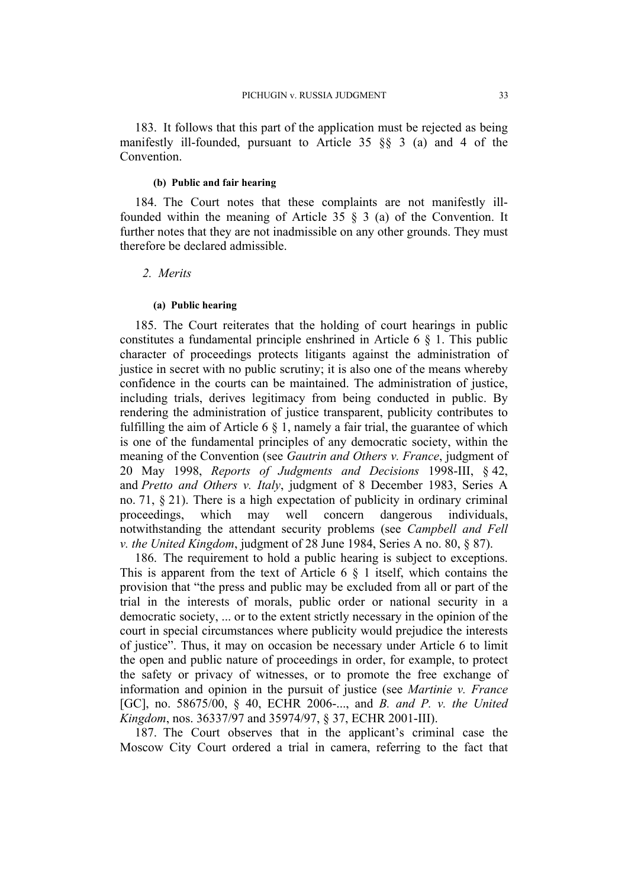183. It follows that this part of the application must be rejected as being manifestly ill-founded, pursuant to Article 35 §§ 3 (a) and 4 of the Convention.

##### (b) Public and fair hearing

184. The Court notes that these complaints are not manifestly ill-founded within the meaning of Article 35 § 3 (a) of the Convention. It further notes that they are not inadmissible on any other grounds. They must therefore be declared admissible.

#### 2. Merits

##### (a) Public hearing

185. The Court reiterates that the holding of court hearings in public constitutes a fundamental principle enshrined in Article 6 § 1. This public character of proceedings protects litigants against the administration of justice in secret with no public scrutiny; it is also one of the means whereby confidence in the courts can be maintained. The administration of justice, including trials, derives legitimacy from being conducted in public. By rendering the administration of justice transparent, publicity contributes to fulfilling the aim of Article 6 § 1, namely a fair trial, the guarantee of which is one of the fundamental principles of any democratic society, within the meaning of the Convention (see *Gautrin and Others v. France*, judgment of 20 May 1998, *Reports of Judgments and Decisions* 1998-III, § 42, and *Pretto and Others v. Italy*, judgment of 8 December 1983, Series A no. 71, § 21). There is a high expectation of publicity in ordinary criminal proceedings, which may well concern dangerous individuals, notwithstanding the attendant security problems (see *Campbell and Fell v. the United Kingdom*, judgment of 28 June 1984, Series A no. 80, § 87).

186. The requirement to hold a public hearing is subject to exceptions. This is apparent from the text of Article 6 § 1 itself, which contains the provision that "the press and public may be excluded from all or part of the trial in the interests of morals, public order or national security in a democratic society, ... or to the extent strictly necessary in the opinion of the court in special circumstances where publicity would prejudice the interests of justice". Thus, it may on occasion be necessary under Article 6 to limit the open and public nature of proceedings in order, for example, to protect the safety or privacy of witnesses, or to promote the free exchange of information and opinion in the pursuit of justice (see *Martinie v. France* [GC], no. 58675/00, § 40, ECHR 2006-..., and *B. and P. v. the United Kingdom*, nos. 36337/97 and 35974/97, § 37, ECHR 2001-III).

187. The Court observes that in the applicant's criminal case the Moscow City Court ordered a trial in camera, referring to the fact that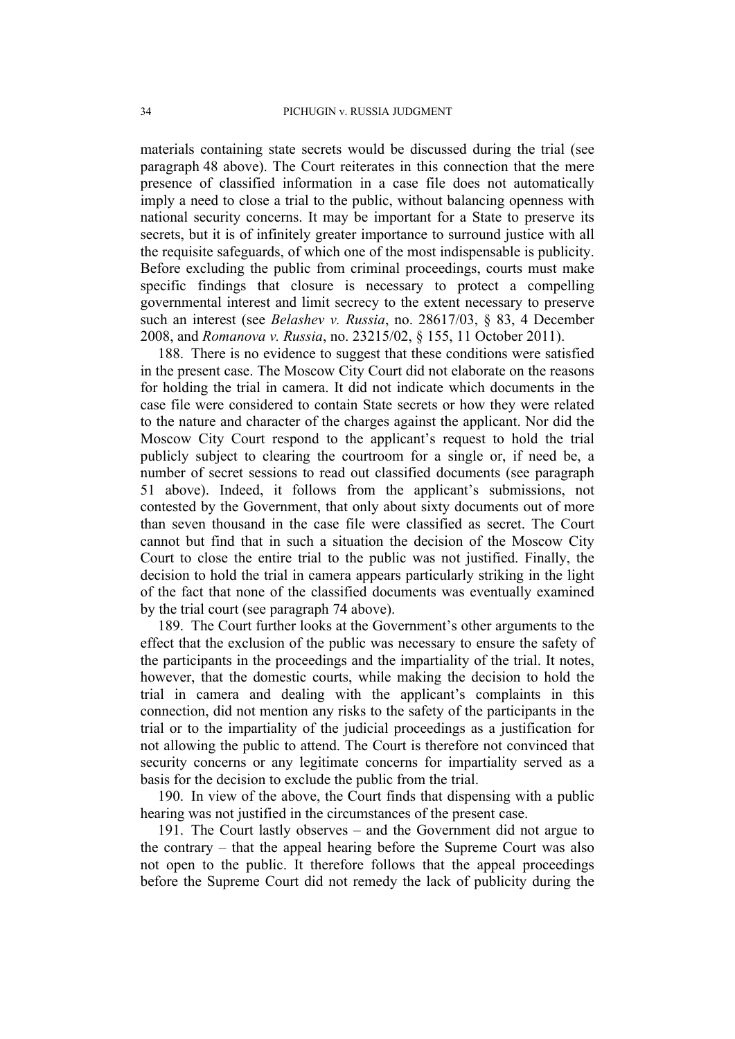materials containing state secrets would be discussed during the trial (see paragraph 48 above). The Court reiterates in this connection that the mere presence of classified information in a case file does not automatically imply a need to close a trial to the public, without balancing openness with national security concerns. It may be important for a State to preserve its secrets, but it is of infinitely greater importance to surround justice with all the requisite safeguards, of which one of the most indispensable is publicity. Before excluding the public from criminal proceedings, courts must make specific findings that closure is necessary to protect a compelling governmental interest and limit secrecy to the extent necessary to preserve such an interest (see *Belashev v. Russia*, no. 28617/03, § 83, 4 December 2008, and *Romanova v. Russia*, no. 23215/02, § 155, 11 October 2011).

188. There is no evidence to suggest that these conditions were satisfied in the present case. The Moscow City Court did not elaborate on the reasons for holding the trial in camera. It did not indicate which documents in the case file were considered to contain State secrets or how they were related to the nature and character of the charges against the applicant. Nor did the Moscow City Court respond to the applicant's request to hold the trial publicly subject to clearing the courtroom for a single or, if need be, a number of secret sessions to read out classified documents (see paragraph 51 above). Indeed, it follows from the applicant's submissions, not contested by the Government, that only about sixty documents out of more than seven thousand in the case file were classified as secret. The Court cannot but find that in such a situation the decision of the Moscow City Court to close the entire trial to the public was not justified. Finally, the decision to hold the trial in camera appears particularly striking in the light of the fact that none of the classified documents was eventually examined by the trial court (see paragraph 74 above).

189. The Court further looks at the Government's other arguments to the effect that the exclusion of the public was necessary to ensure the safety of the participants in the proceedings and the impartiality of the trial. It notes, however, that the domestic courts, while making the decision to hold the trial in camera and dealing with the applicant's complaints in this connection, did not mention any risks to the safety of the participants in the trial or to the impartiality of the judicial proceedings as a justification for not allowing the public to attend. The Court is therefore not convinced that security concerns or any legitimate concerns for impartiality served as a basis for the decision to exclude the public from the trial.

190. In view of the above, the Court finds that dispensing with a public hearing was not justified in the circumstances of the present case.

191. The Court lastly observes – and the Government did not argue to the contrary – that the appeal hearing before the Supreme Court was also not open to the public. It therefore follows that the appeal proceedings before the Supreme Court did not remedy the lack of publicity during the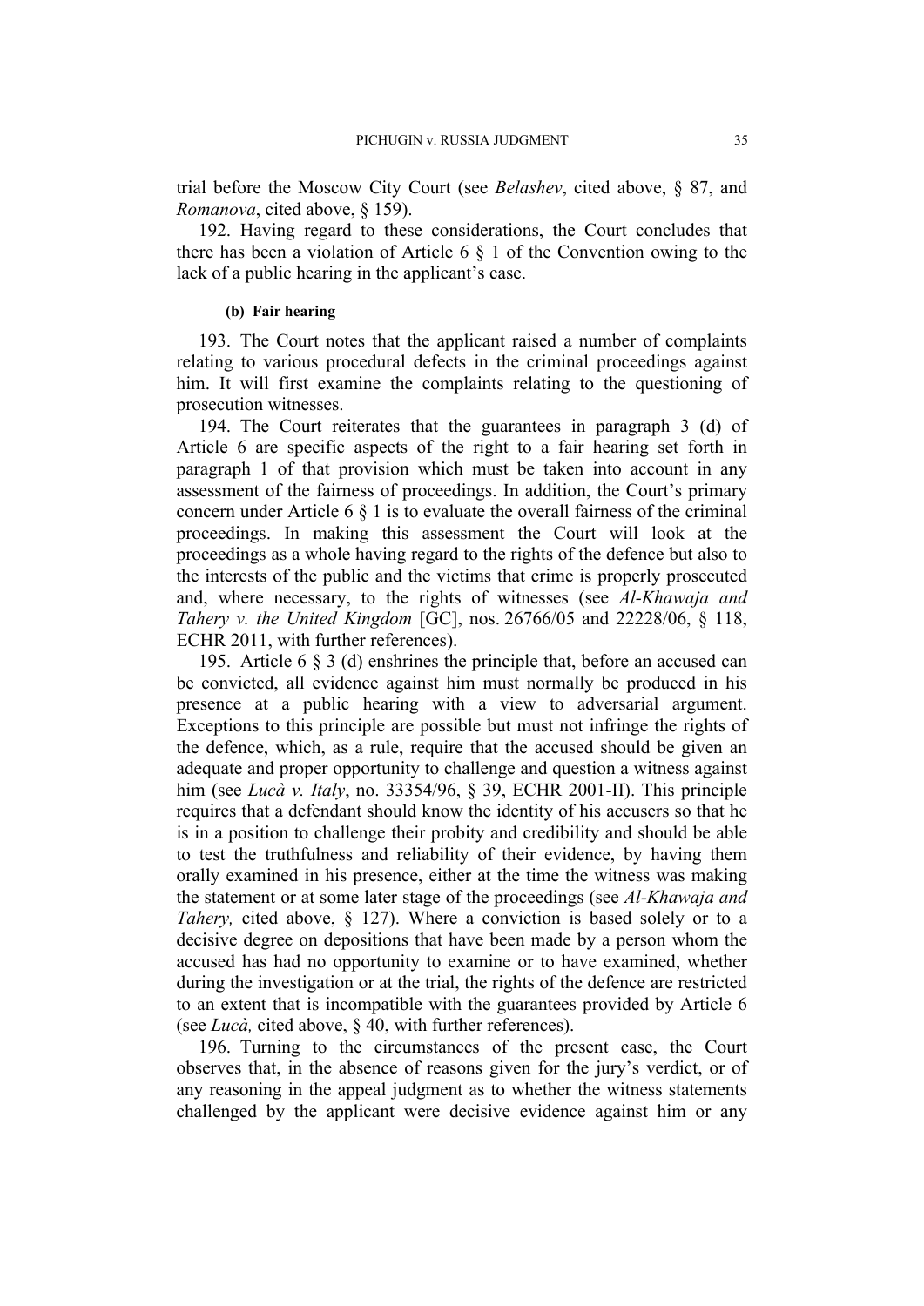trial before the Moscow City Court (see *Belashev*, cited above, § 87, and *Romanova*, cited above, § 159).

192. Having regard to these considerations, the Court concludes that there has been a violation of Article 6 § 1 of the Convention owing to the lack of a public hearing in the applicant's case.

#### (b) Fair hearing

193. The Court notes that the applicant raised a number of complaints relating to various procedural defects in the criminal proceedings against him. It will first examine the complaints relating to the questioning of prosecution witnesses.

194. The Court reiterates that the guarantees in paragraph 3 (d) of Article 6 are specific aspects of the right to a fair hearing set forth in paragraph 1 of that provision which must be taken into account in any assessment of the fairness of proceedings. In addition, the Court's primary concern under Article 6 § 1 is to evaluate the overall fairness of the criminal proceedings. In making this assessment the Court will look at the proceedings as a whole having regard to the rights of the defence but also to the interests of the public and the victims that crime is properly prosecuted and, where necessary, to the rights of witnesses (see *Al-Khawaja and Tahery v. the United Kingdom* [GC], nos. 26766/05 and 22228/06, § 118, ECHR 2011, with further references).

195. Article 6 § 3 (d) enshrines the principle that, before an accused can be convicted, all evidence against him must normally be produced in his presence at a public hearing with a view to adversarial argument. Exceptions to this principle are possible but must not infringe the rights of the defence, which, as a rule, require that the accused should be given an adequate and proper opportunity to challenge and question a witness against him (see *Lucà v. Italy*, no. 33354/96, § 39, ECHR 2001-II). This principle requires that a defendant should know the identity of his accusers so that he is in a position to challenge their probity and credibility and should be able to test the truthfulness and reliability of their evidence, by having them orally examined in his presence, either at the time the witness was making the statement or at some later stage of the proceedings (see *Al-Khawaja and Tahery,* cited above, § 127). Where a conviction is based solely or to a decisive degree on depositions that have been made by a person whom the accused has had no opportunity to examine or to have examined, whether during the investigation or at the trial, the rights of the defence are restricted to an extent that is incompatible with the guarantees provided by Article 6 (see *Lucà,* cited above, § 40, with further references).

196. Turning to the circumstances of the present case, the Court observes that, in the absence of reasons given for the jury's verdict, or of any reasoning in the appeal judgment as to whether the witness statements challenged by the applicant were decisive evidence against him or any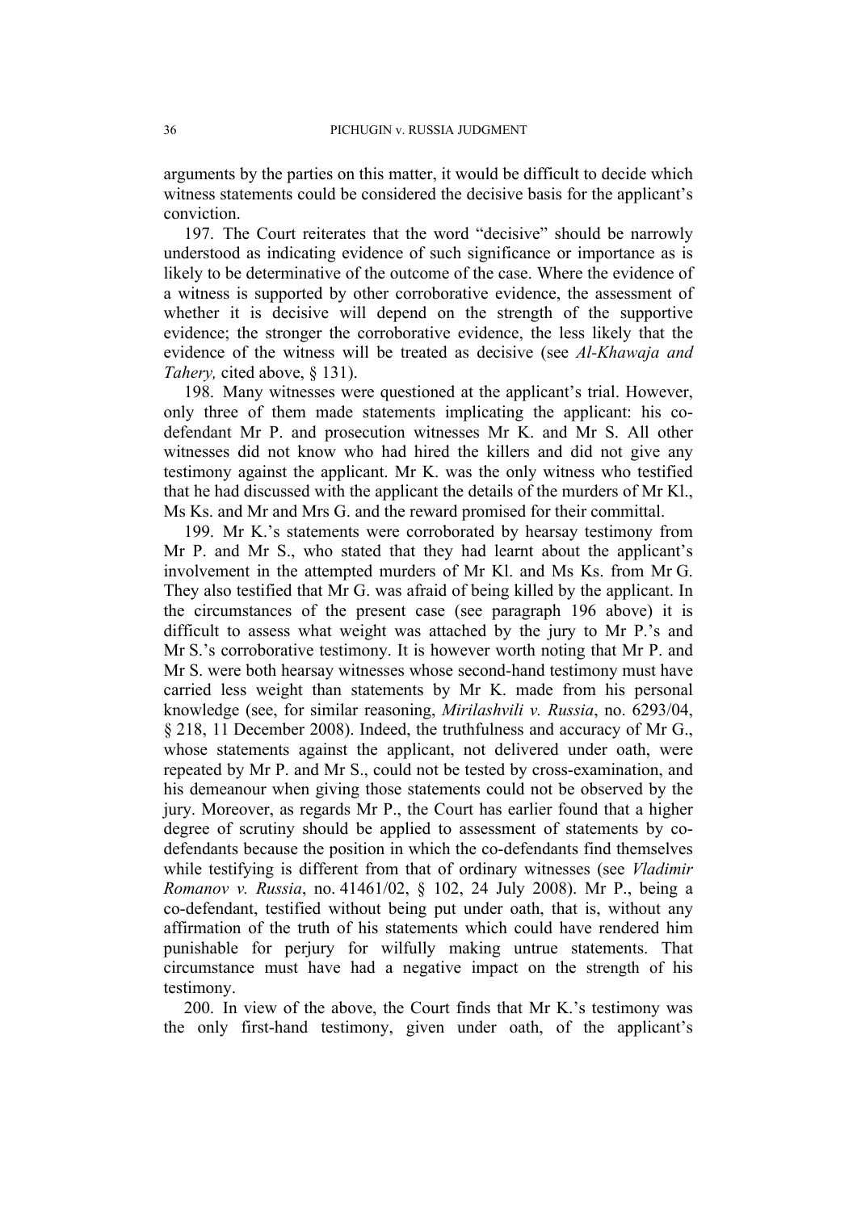arguments by the parties on this matter, it would be difficult to decide which witness statements could be considered the decisive basis for the applicant's conviction.

197. The Court reiterates that the word "decisive" should be narrowly understood as indicating evidence of such significance or importance as is likely to be determinative of the outcome of the case. Where the evidence of a witness is supported by other corroborative evidence, the assessment of whether it is decisive will depend on the strength of the supportive evidence; the stronger the corroborative evidence, the less likely that the evidence of the witness will be treated as decisive (see *Al-Khawaja and Tahery,* cited above, § 131).

198. Many witnesses were questioned at the applicant's trial. However, only three of them made statements implicating the applicant: his co-defendant Mr P. and prosecution witnesses Mr K. and Mr S. All other witnesses did not know who had hired the killers and did not give any testimony against the applicant. Mr K. was the only witness who testified that he had discussed with the applicant the details of the murders of Mr Kl., Ms Ks. and Mr and Mrs G. and the reward promised for their committal.

199. Mr K.'s statements were corroborated by hearsay testimony from Mr P. and Mr S., who stated that they had learnt about the applicant's involvement in the attempted murders of Mr Kl. and Ms Ks. from Mr G. They also testified that Mr G. was afraid of being killed by the applicant. In the circumstances of the present case (see paragraph 196 above) it is difficult to assess what weight was attached by the jury to Mr P.'s and Mr S.'s corroborative testimony. It is however worth noting that Mr P. and Mr S. were both hearsay witnesses whose second-hand testimony must have carried less weight than statements by Mr K. made from his personal knowledge (see, for similar reasoning, *Mirilashvili v. Russia*, no. 6293/04, § 218, 11 December 2008). Indeed, the truthfulness and accuracy of Mr G., whose statements against the applicant, not delivered under oath, were repeated by Mr P. and Mr S., could not be tested by cross-examination, and his demeanour when giving those statements could not be observed by the jury. Moreover, as regards Mr P., the Court has earlier found that a higher degree of scrutiny should be applied to assessment of statements by co-defendants because the position in which the co-defendants find themselves while testifying is different from that of ordinary witnesses (see *Vladimir Romanov v. Russia*, no. 41461/02, § 102, 24 July 2008). Mr P., being a co-defendant, testified without being put under oath, that is, without any affirmation of the truth of his statements which could have rendered him punishable for perjury for wilfully making untrue statements. That circumstance must have had a negative impact on the strength of his testimony.

200. In view of the above, the Court finds that Mr K.'s testimony was the only first-hand testimony, given under oath, of the applicant's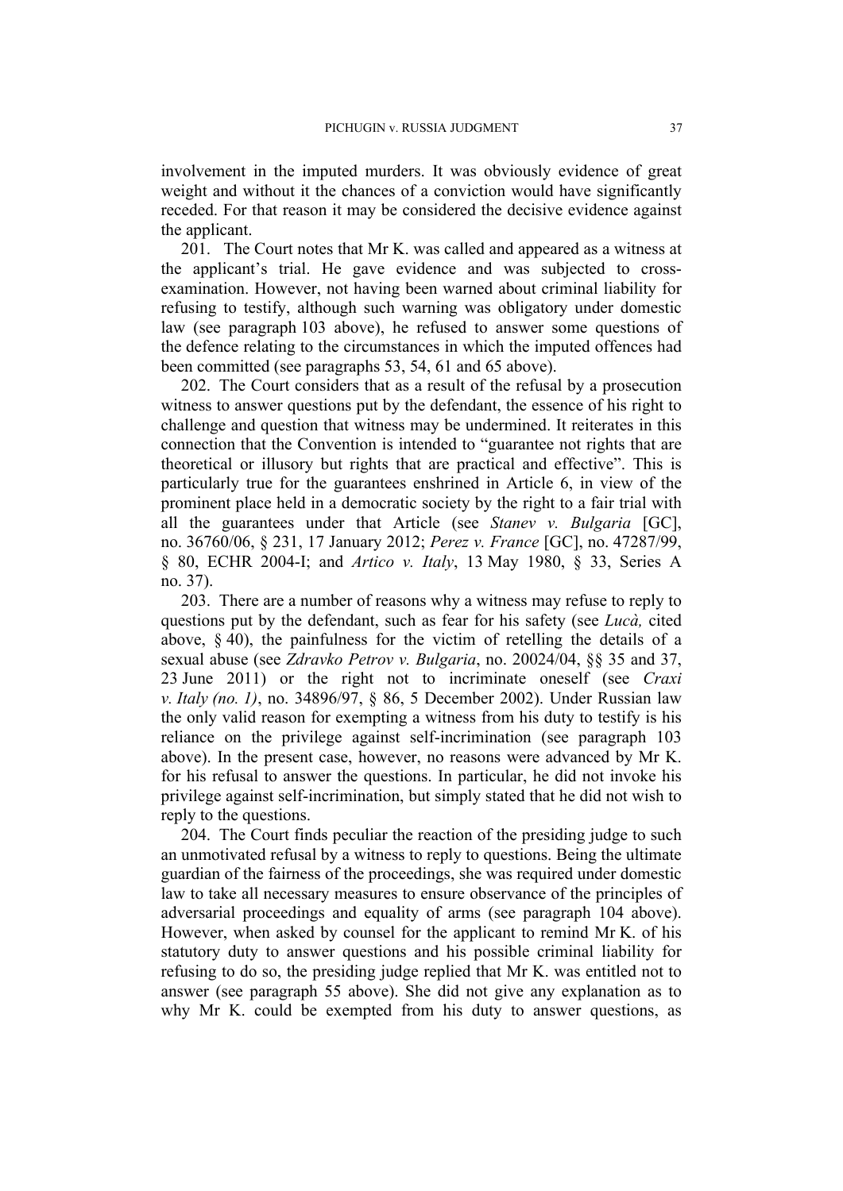involvement in the imputed murders. It was obviously evidence of great weight and without it the chances of a conviction would have significantly receded. For that reason it may be considered the decisive evidence against the applicant.

201. The Court notes that Mr K. was called and appeared as a witness at the applicant's trial. He gave evidence and was subjected to cross-examination. However, not having been warned about criminal liability for refusing to testify, although such warning was obligatory under domestic law (see paragraph 103 above), he refused to answer some questions of the defence relating to the circumstances in which the imputed offences had been committed (see paragraphs 53, 54, 61 and 65 above).

202. The Court considers that as a result of the refusal by a prosecution witness to answer questions put by the defendant, the essence of his right to challenge and question that witness may be undermined. It reiterates in this connection that the Convention is intended to "guarantee not rights that are theoretical or illusory but rights that are practical and effective". This is particularly true for the guarantees enshrined in Article 6, in view of the prominent place held in a democratic society by the right to a fair trial with all the guarantees under that Article (see *Stanev v. Bulgaria* [GC], no. 36760/06, § 231, 17 January 2012; *Perez v. France* [GC], no. 47287/99, § 80, ECHR 2004-I; and *Artico v. Italy*, 13 May 1980, § 33, Series A no. 37).

203. There are a number of reasons why a witness may refuse to reply to questions put by the defendant, such as fear for his safety (see *Lucà,* cited above, § 40), the painfulness for the victim of retelling the details of a sexual abuse (see *Zdravko Petrov v. Bulgaria*, no. 20024/04, §§ 35 and 37, 23 June 2011) or the right not to incriminate oneself (see *Craxi v. Italy (no. 1)*, no. 34896/97, § 86, 5 December 2002). Under Russian law the only valid reason for exempting a witness from his duty to testify is his reliance on the privilege against self-incrimination (see paragraph 103 above). In the present case, however, no reasons were advanced by Mr K. for his refusal to answer the questions. In particular, he did not invoke his privilege against self-incrimination, but simply stated that he did not wish to reply to the questions.

204. The Court finds peculiar the reaction of the presiding judge to such an unmotivated refusal by a witness to reply to questions. Being the ultimate guardian of the fairness of the proceedings, she was required under domestic law to take all necessary measures to ensure observance of the principles of adversarial proceedings and equality of arms (see paragraph 104 above). However, when asked by counsel for the applicant to remind Mr K. of his statutory duty to answer questions and his possible criminal liability for refusing to do so, the presiding judge replied that Mr K. was entitled not to answer (see paragraph 55 above). She did not give any explanation as to why Mr K. could be exempted from his duty to answer questions, as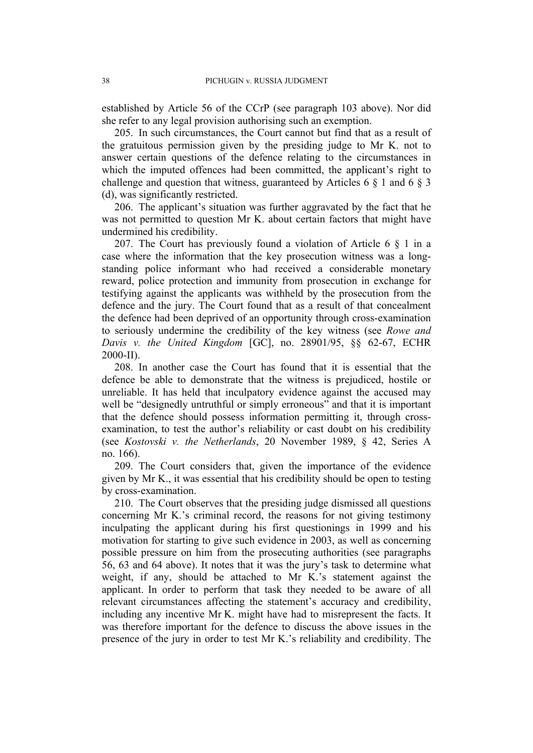established by Article 56 of the CCrP (see paragraph 103 above). Nor did she refer to any legal provision authorising such an exemption.

205. In such circumstances, the Court cannot but find that as a result of the gratuitous permission given by the presiding judge to Mr K. not to answer certain questions of the defence relating to the circumstances in which the imputed offences had been committed, the applicant's right to challenge and question that witness, guaranteed by Articles 6 § 1 and 6 § 3 (d), was significantly restricted.

206. The applicant's situation was further aggravated by the fact that he was not permitted to question Mr K. about certain factors that might have undermined his credibility.

207. The Court has previously found a violation of Article 6 § 1 in a case where the information that the key prosecution witness was a long-standing police informant who had received a considerable monetary reward, police protection and immunity from prosecution in exchange for testifying against the applicants was withheld by the prosecution from the defence and the jury. The Court found that as a result of that concealment the defence had been deprived of an opportunity through cross-examination to seriously undermine the credibility of the key witness (see *Rowe and Davis v. the United Kingdom* [GC], no. 28901/95, §§ 62-67, ECHR 2000-II).

208. In another case the Court has found that it is essential that the defence be able to demonstrate that the witness is prejudiced, hostile or unreliable. It has held that inculpatory evidence against the accused may well be "designedly untruthful or simply erroneous" and that it is important that the defence should possess information permitting it, through cross-examination, to test the author's reliability or cast doubt on his credibility (see *Kostovski v. the Netherlands*, 20 November 1989, § 42, Series A no. 166).

209. The Court considers that, given the importance of the evidence given by Mr K., it was essential that his credibility should be open to testing by cross-examination.

210. The Court observes that the presiding judge dismissed all questions concerning Mr K.'s criminal record, the reasons for not giving testimony inculpating the applicant during his first questionings in 1999 and his motivation for starting to give such evidence in 2003, as well as concerning possible pressure on him from the prosecuting authorities (see paragraphs 56, 63 and 64 above). It notes that it was the jury's task to determine what weight, if any, should be attached to Mr K.'s statement against the applicant. In order to perform that task they needed to be aware of all relevant circumstances affecting the statement's accuracy and credibility, including any incentive Mr K. might have had to misrepresent the facts. It was therefore important for the defence to discuss the above issues in the presence of the jury in order to test Mr K.'s reliability and credibility. The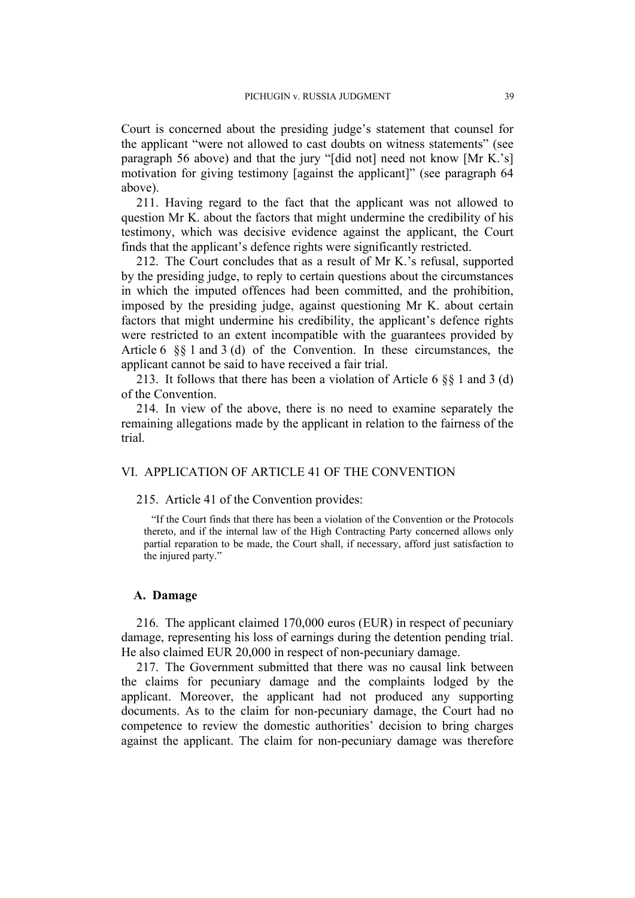Court is concerned about the presiding judge's statement that counsel for the applicant "were not allowed to cast doubts on witness statements" (see paragraph 56 above) and that the jury "[did not] need not know [Mr K.'s] motivation for giving testimony [against the applicant]" (see paragraph 64 above).

211. Having regard to the fact that the applicant was not allowed to question Mr K. about the factors that might undermine the credibility of his testimony, which was decisive evidence against the applicant, the Court finds that the applicant's defence rights were significantly restricted.

212. The Court concludes that as a result of Mr K.'s refusal, supported by the presiding judge, to reply to certain questions about the circumstances in which the imputed offences had been committed, and the prohibition, imposed by the presiding judge, against questioning Mr K. about certain factors that might undermine his credibility, the applicant's defence rights were restricted to an extent incompatible with the guarantees provided by Article 6 §§ 1 and 3 (d) of the Convention. In these circumstances, the applicant cannot be said to have received a fair trial.

213. It follows that there has been a violation of Article 6 §§ 1 and 3 (d) of the Convention.

214. In view of the above, there is no need to examine separately the remaining allegations made by the applicant in relation to the fairness of the trial.

## VI. APPLICATION OF ARTICLE 41 OF THE CONVENTION

215. Article 41 of the Convention provides:

> "If the Court finds that there has been a violation of the Convention or the Protocols thereto, and if the internal law of the High Contracting Party concerned allows only partial reparation to be made, the Court shall, if necessary, afford just satisfaction to the injured party."

### A. Damage

216. The applicant claimed 170,000 euros (EUR) in respect of pecuniary damage, representing his loss of earnings during the detention pending trial. He also claimed EUR 20,000 in respect of non-pecuniary damage.

217. The Government submitted that there was no causal link between the claims for pecuniary damage and the complaints lodged by the applicant. Moreover, the applicant had not produced any supporting documents. As to the claim for non-pecuniary damage, the Court had no competence to review the domestic authorities' decision to bring charges against the applicant. The claim for non-pecuniary damage was therefore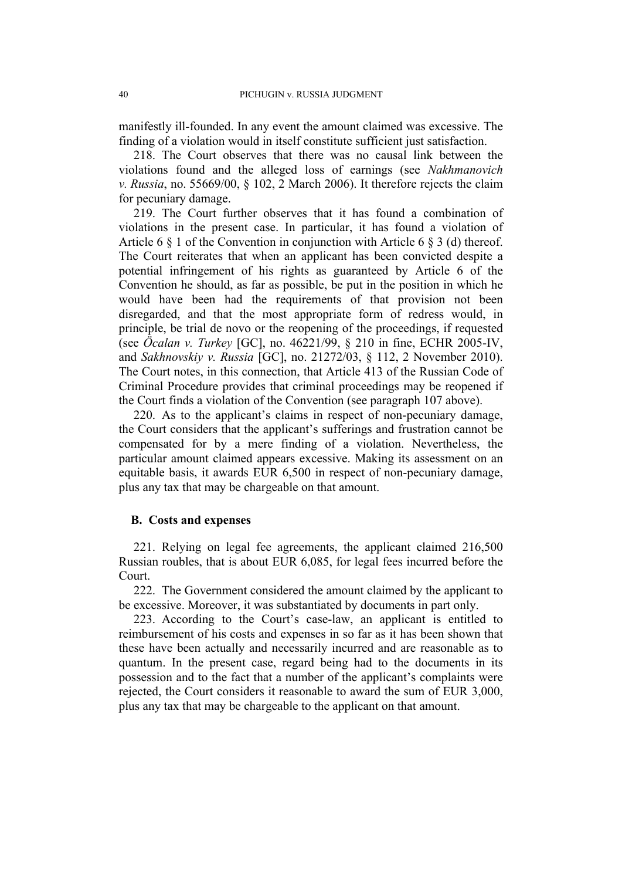manifestly ill-founded. In any event the amount claimed was excessive. The finding of a violation would in itself constitute sufficient just satisfaction.

218. The Court observes that there was no causal link between the violations found and the alleged loss of earnings (see *Nakhmanovich v. Russia*, no. 55669/00, § 102, 2 March 2006). It therefore rejects the claim for pecuniary damage.

219. The Court further observes that it has found a combination of violations in the present case. In particular, it has found a violation of Article 6 § 1 of the Convention in conjunction with Article 6 § 3 (d) thereof. The Court reiterates that when an applicant has been convicted despite a potential infringement of his rights as guaranteed by Article 6 of the Convention he should, as far as possible, be put in the position in which he would have been had the requirements of that provision not been disregarded, and that the most appropriate form of redress would, in principle, be trial de novo or the reopening of the proceedings, if requested (see *Öcalan v. Turkey* [GC], no. 46221/99, § 210 in fine, ECHR 2005-IV, and *Sakhnovskiy v. Russia* [GC], no. 21272/03, § 112, 2 November 2010). The Court notes, in this connection, that Article 413 of the Russian Code of Criminal Procedure provides that criminal proceedings may be reopened if the Court finds a violation of the Convention (see paragraph 107 above).

220. As to the applicant's claims in respect of non-pecuniary damage, the Court considers that the applicant's sufferings and frustration cannot be compensated for by a mere finding of a violation. Nevertheless, the particular amount claimed appears excessive. Making its assessment on an equitable basis, it awards EUR 6,500 in respect of non-pecuniary damage, plus any tax that may be chargeable on that amount.

### B. Costs and expenses

221. Relying on legal fee agreements, the applicant claimed 216,500 Russian roubles, that is about EUR 6,085, for legal fees incurred before the Court.

222. The Government considered the amount claimed by the applicant to be excessive. Moreover, it was substantiated by documents in part only.

223. According to the Court's case-law, an applicant is entitled to reimbursement of his costs and expenses in so far as it has been shown that these have been actually and necessarily incurred and are reasonable as to quantum. In the present case, regard being had to the documents in its possession and to the fact that a number of the applicant's complaints were rejected, the Court considers it reasonable to award the sum of EUR 3,000, plus any tax that may be chargeable to the applicant on that amount.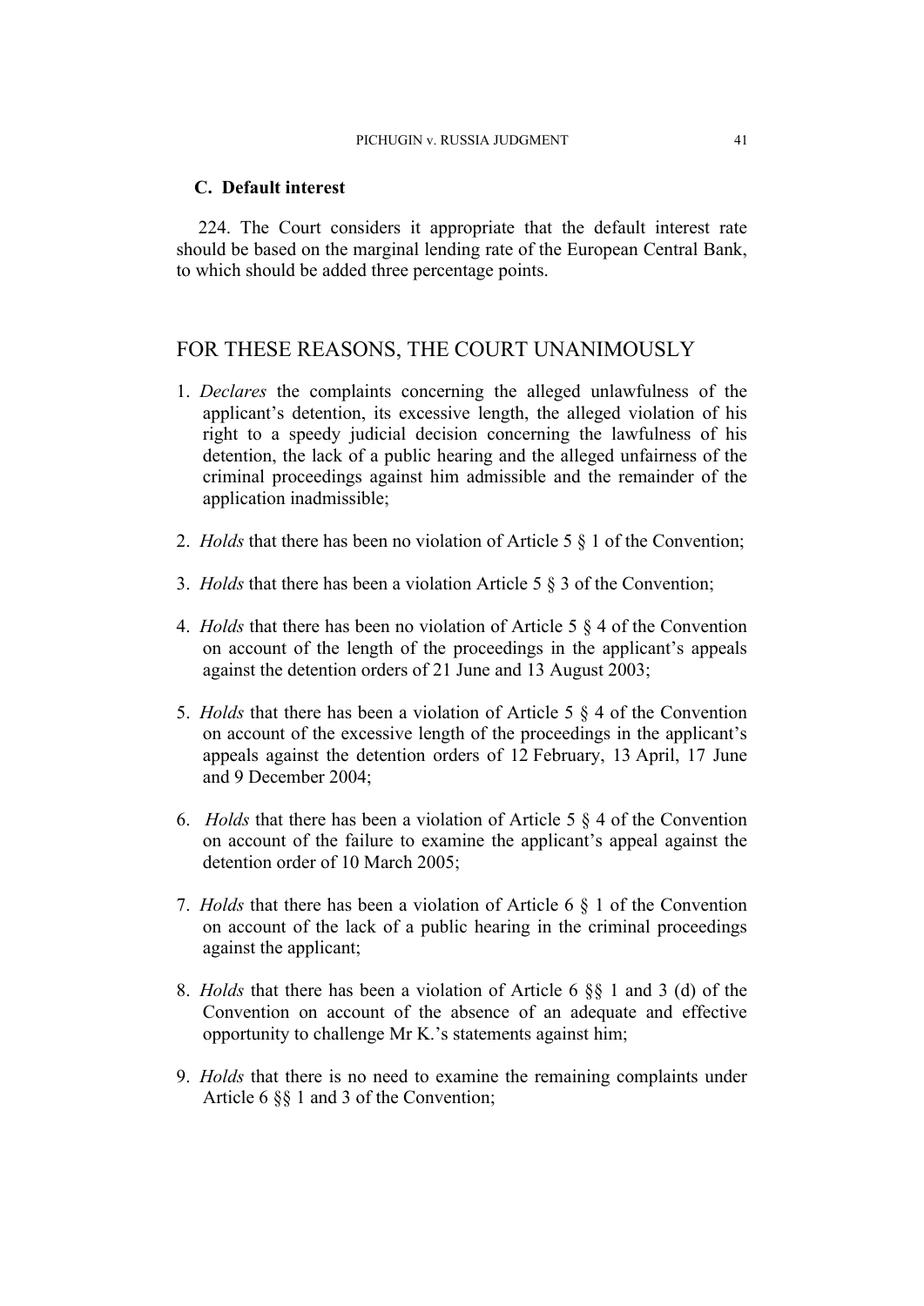### C. Default interest

224. The Court considers it appropriate that the default interest rate should be based on the marginal lending rate of the European Central Bank, to which should be added three percentage points.

## FOR THESE REASONS, THE COURT UNANIMOUSLY

1. *Declares* the complaints concerning the alleged unlawfulness of the applicant's detention, its excessive length, the alleged violation of his right to a speedy judicial decision concerning the lawfulness of his detention, the lack of a public hearing and the alleged unfairness of the criminal proceedings against him admissible and the remainder of the application inadmissible;

2. *Holds* that there has been no violation of Article 5 § 1 of the Convention;

3. *Holds* that there has been a violation Article 5 § 3 of the Convention;

4. *Holds* that there has been no violation of Article 5 § 4 of the Convention on account of the length of the proceedings in the applicant's appeals against the detention orders of 21 June and 13 August 2003;

5. *Holds* that there has been a violation of Article 5 § 4 of the Convention on account of the excessive length of the proceedings in the applicant's appeals against the detention orders of 12 February, 13 April, 17 June and 9 December 2004;

6. *Holds* that there has been a violation of Article 5 § 4 of the Convention on account of the failure to examine the applicant's appeal against the detention order of 10 March 2005;

7. *Holds* that there has been a violation of Article 6 § 1 of the Convention on account of the lack of a public hearing in the criminal proceedings against the applicant;

8. *Holds* that there has been a violation of Article 6 §§ 1 and 3 (d) of the Convention on account of the absence of an adequate and effective opportunity to challenge Mr K.'s statements against him;

9. *Holds* that there is no need to examine the remaining complaints under Article 6 §§ 1 and 3 of the Convention;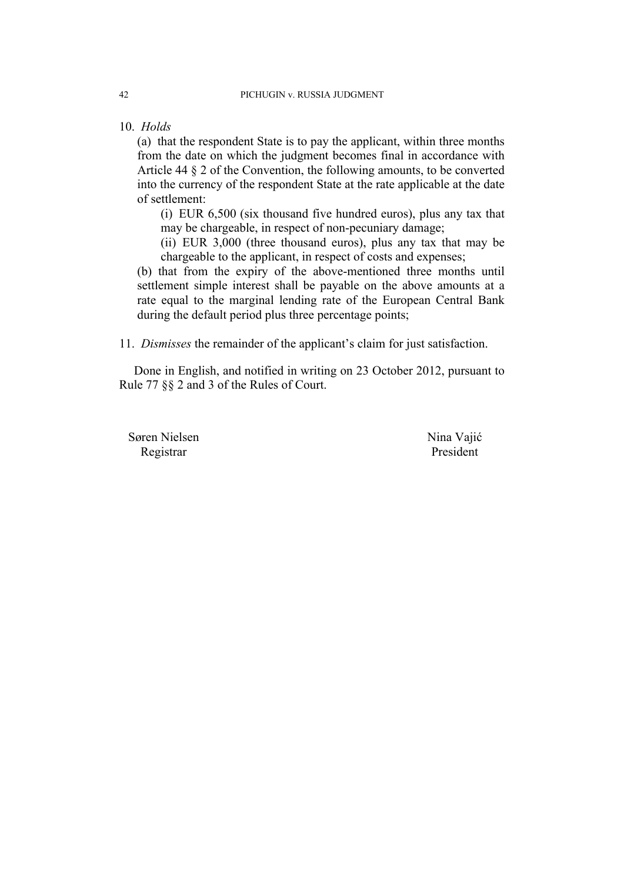10. *Holds*

(a) that the respondent State is to pay the applicant, within three months from the date on which the judgment becomes final in accordance with Article 44 § 2 of the Convention, the following amounts, to be converted into the currency of the respondent State at the rate applicable at the date of settlement:

(i) EUR 6,500 (six thousand five hundred euros), plus any tax that may be chargeable, in respect of non-pecuniary damage;

(ii) EUR 3,000 (three thousand euros), plus any tax that may be chargeable to the applicant, in respect of costs and expenses;

(b) that from the expiry of the above-mentioned three months until settlement simple interest shall be payable on the above amounts at a rate equal to the marginal lending rate of the European Central Bank during the default period plus three percentage points;

11. *Dismisses* the remainder of the applicant's claim for just satisfaction.

Done in English, and notified in writing on 23 October 2012, pursuant to Rule 77 §§ 2 and 3 of the Rules of Court.

Søren Nielsen
Registrar

Nina Vajić
President